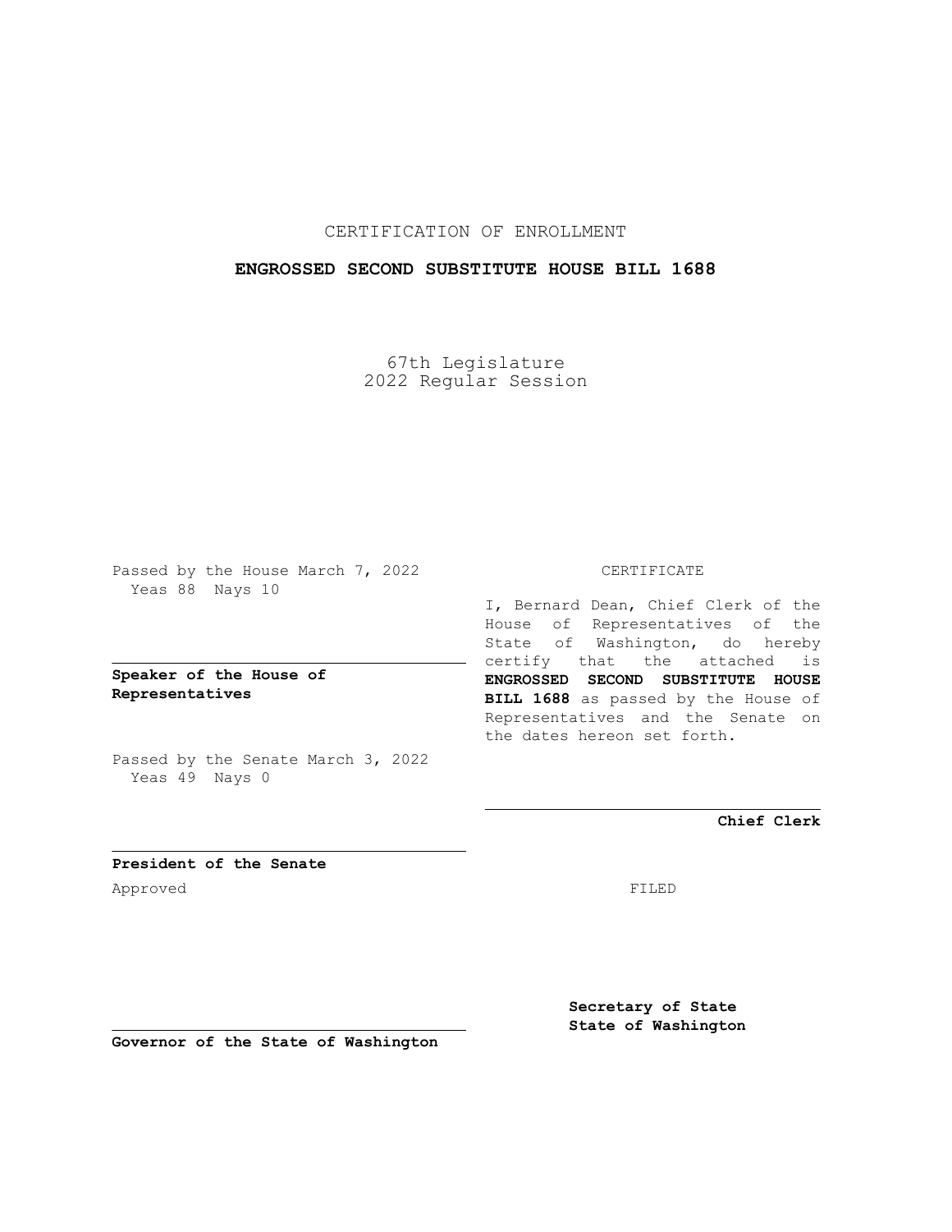CERTIFICATION OF ENROLLMENT

**ENGROSSED SECOND SUBSTITUTE HOUSE BILL 1688**

67th Legislature
2022 Regular Session

Passed by the House March 7, 2022
Yeas 88 Nays 10

**Speaker of the House of Representatives**

Passed by the Senate March 3, 2022
Yeas 49 Nays 0

**President of the Senate**

Approved

**Governor of the State of Washington**

CERTIFICATE

I, Bernard Dean, Chief Clerk of the House of Representatives of the State of Washington, do hereby certify that the attached is **ENGROSSED SECOND SUBSTITUTE HOUSE BILL 1688** as passed by the House of Representatives and the Senate on the dates hereon set forth.

**Chief Clerk**

FILED

**Secretary of State**
**State of Washington**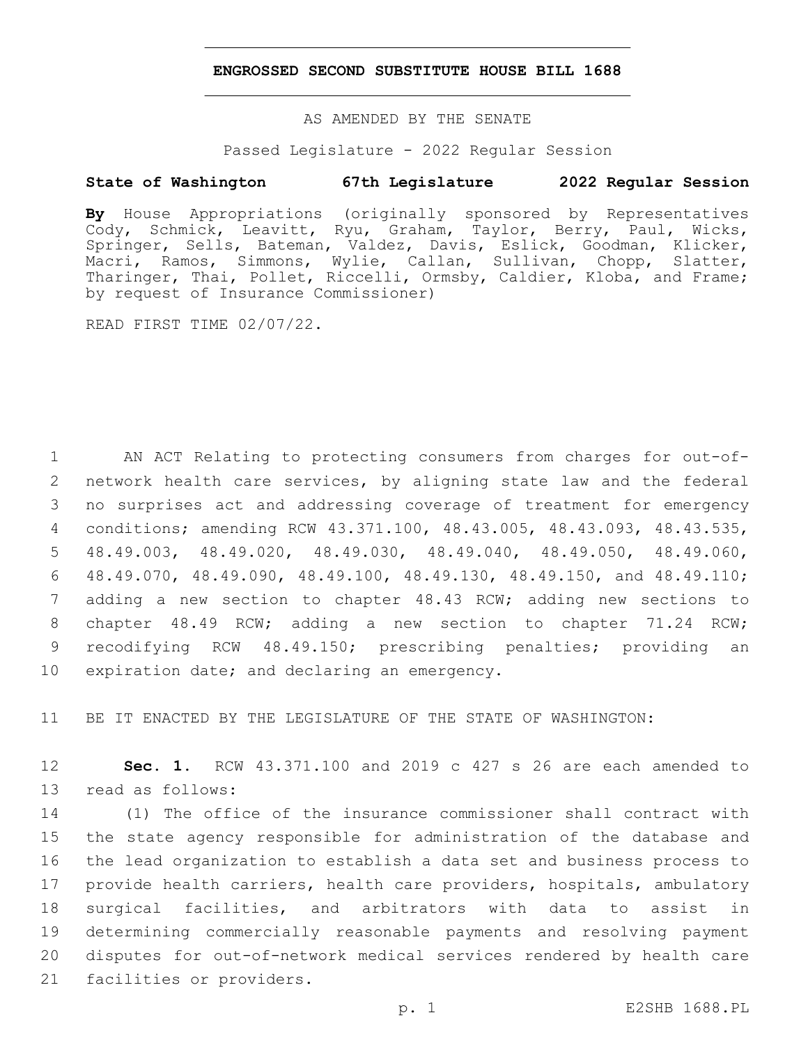**ENGROSSED SECOND SUBSTITUTE HOUSE BILL 1688**

AS AMENDED BY THE SENATE

Passed Legislature - 2022 Regular Session

**State of Washington 67th Legislature 2022 Regular Session**

**By** House Appropriations (originally sponsored by Representatives Cody, Schmick, Leavitt, Ryu, Graham, Taylor, Berry, Paul, Wicks, Springer, Sells, Bateman, Valdez, Davis, Eslick, Goodman, Klicker, Macri, Ramos, Simmons, Wylie, Callan, Sullivan, Chopp, Slatter, Tharinger, Thai, Pollet, Riccelli, Ormsby, Caldier, Kloba, and Frame; by request of Insurance Commissioner)

READ FIRST TIME 02/07/22.

1 AN ACT Relating to protecting consumers from charges for out-of-
2 network health care services, by aligning state law and the federal
3 no surprises act and addressing coverage of treatment for emergency
4 conditions; amending RCW 43.371.100, 48.43.005, 48.43.093, 48.43.535,
5 48.49.003, 48.49.020, 48.49.030, 48.49.040, 48.49.050, 48.49.060,
6 48.49.070, 48.49.090, 48.49.100, 48.49.130, 48.49.150, and 48.49.110;
7 adding a new section to chapter 48.43 RCW; adding new sections to
8 chapter 48.49 RCW; adding a new section to chapter 71.24 RCW;
9 recodifying RCW 48.49.150; prescribing penalties; providing an
10 expiration date; and declaring an emergency.

11 BE IT ENACTED BY THE LEGISLATURE OF THE STATE OF WASHINGTON:

12 **Sec. 1.** RCW 43.371.100 and 2019 c 427 s 26 are each amended to
13 read as follows:

14 (1) The office of the insurance commissioner shall contract with
15 the state agency responsible for administration of the database and
16 the lead organization to establish a data set and business process to
17 provide health carriers, health care providers, hospitals, ambulatory
18 surgical facilities, and arbitrators with data to assist in
19 determining commercially reasonable payments and resolving payment
20 disputes for out-of-network medical services rendered by health care
21 facilities or providers.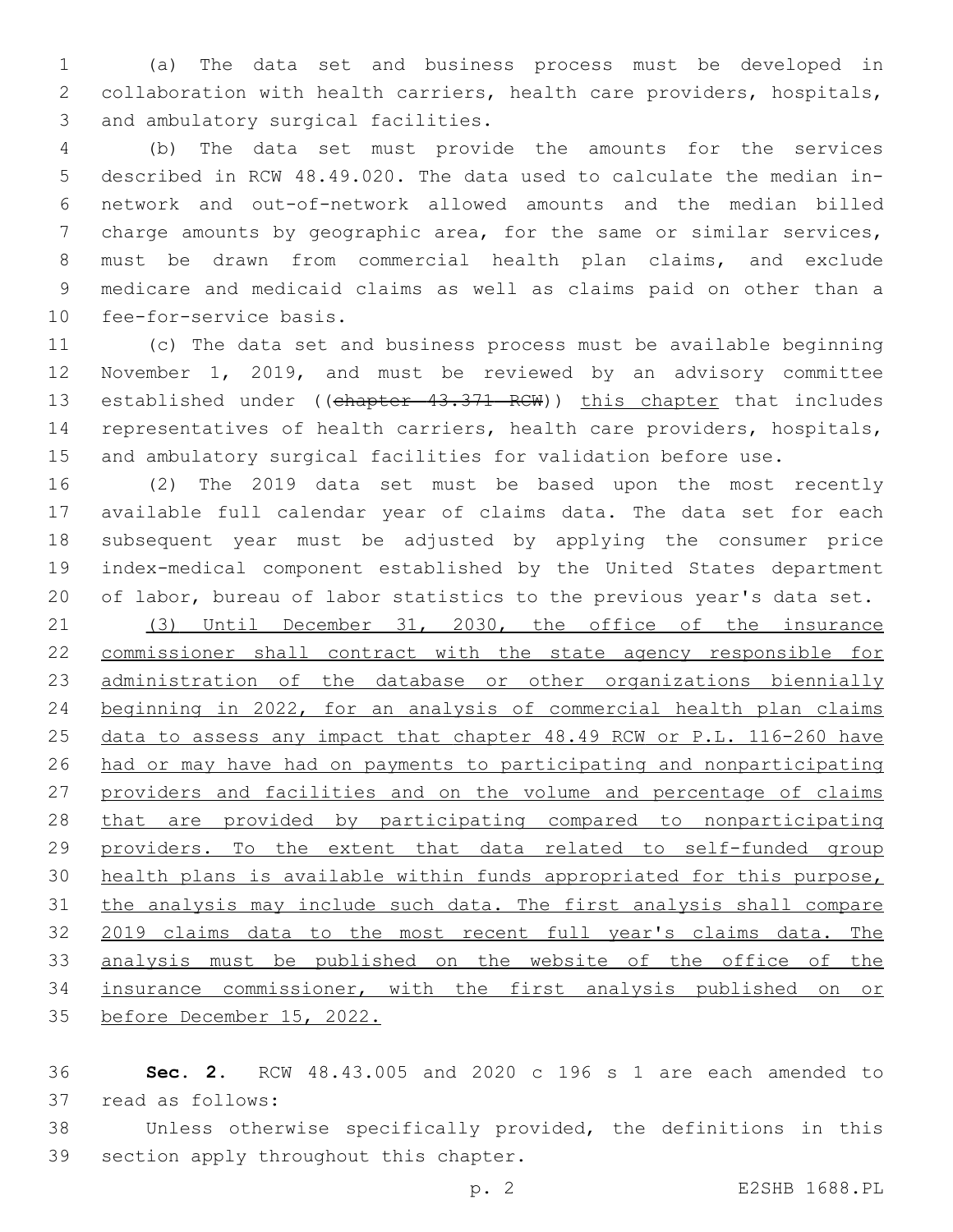(a) The data set and business process must be developed in collaboration with health carriers, health care providers, hospitals, and ambulatory surgical facilities.

(b) The data set must provide the amounts for the services described in RCW 48.49.020. The data used to calculate the median in-network and out-of-network allowed amounts and the median billed charge amounts by geographic area, for the same or similar services, must be drawn from commercial health plan claims, and exclude medicare and medicaid claims as well as claims paid on other than a fee-for-service basis.

(c) The data set and business process must be available beginning November 1, 2019, and must be reviewed by an advisory committee established under ((~~chapter 43.371 RCW~~)) this chapter that includes representatives of health carriers, health care providers, hospitals, and ambulatory surgical facilities for validation before use.

(2) The 2019 data set must be based upon the most recently available full calendar year of claims data. The data set for each subsequent year must be adjusted by applying the consumer price index-medical component established by the United States department of labor, bureau of labor statistics to the previous year's data set.

(3) Until December 31, 2030, the office of the insurance commissioner shall contract with the state agency responsible for administration of the database or other organizations biennially beginning in 2022, for an analysis of commercial health plan claims data to assess any impact that chapter 48.49 RCW or P.L. 116-260 have had or may have had on payments to participating and nonparticipating providers and facilities and on the volume and percentage of claims that are provided by participating compared to nonparticipating providers. To the extent that data related to self-funded group health plans is available within funds appropriated for this purpose, the analysis may include such data. The first analysis shall compare 2019 claims data to the most recent full year's claims data. The analysis must be published on the website of the office of the insurance commissioner, with the first analysis published on or before December 15, 2022.

**Sec. 2.** RCW 48.43.005 and 2020 c 196 s 1 are each amended to read as follows:

Unless otherwise specifically provided, the definitions in this section apply throughout this chapter.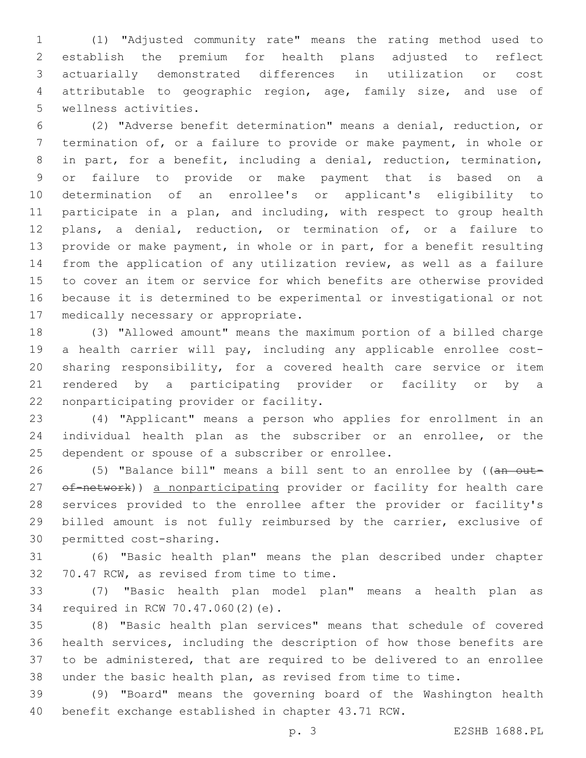(1) "Adjusted community rate" means the rating method used to establish the premium for health plans adjusted to reflect actuarially demonstrated differences in utilization or cost attributable to geographic region, age, family size, and use of wellness activities.

(2) "Adverse benefit determination" means a denial, reduction, or termination of, or a failure to provide or make payment, in whole or in part, for a benefit, including a denial, reduction, termination, or failure to provide or make payment that is based on a determination of an enrollee's or applicant's eligibility to participate in a plan, and including, with respect to group health plans, a denial, reduction, or termination of, or a failure to provide or make payment, in whole or in part, for a benefit resulting from the application of any utilization review, as well as a failure to cover an item or service for which benefits are otherwise provided because it is determined to be experimental or investigational or not medically necessary or appropriate.

(3) "Allowed amount" means the maximum portion of a billed charge a health carrier will pay, including any applicable enrollee cost-sharing responsibility, for a covered health care service or item rendered by a participating provider or facility or by a nonparticipating provider or facility.

(4) "Applicant" means a person who applies for enrollment in an individual health plan as the subscriber or an enrollee, or the dependent or spouse of a subscriber or enrollee.

(5) "Balance bill" means a bill sent to an enrollee by ((~~an out-of-network~~)) a nonparticipating provider or facility for health care services provided to the enrollee after the provider or facility's billed amount is not fully reimbursed by the carrier, exclusive of permitted cost-sharing.

(6) "Basic health plan" means the plan described under chapter 70.47 RCW, as revised from time to time.

(7) "Basic health plan model plan" means a health plan as required in RCW 70.47.060(2)(e).

(8) "Basic health plan services" means that schedule of covered health services, including the description of how those benefits are to be administered, that are required to be delivered to an enrollee under the basic health plan, as revised from time to time.

(9) "Board" means the governing board of the Washington health benefit exchange established in chapter 43.71 RCW.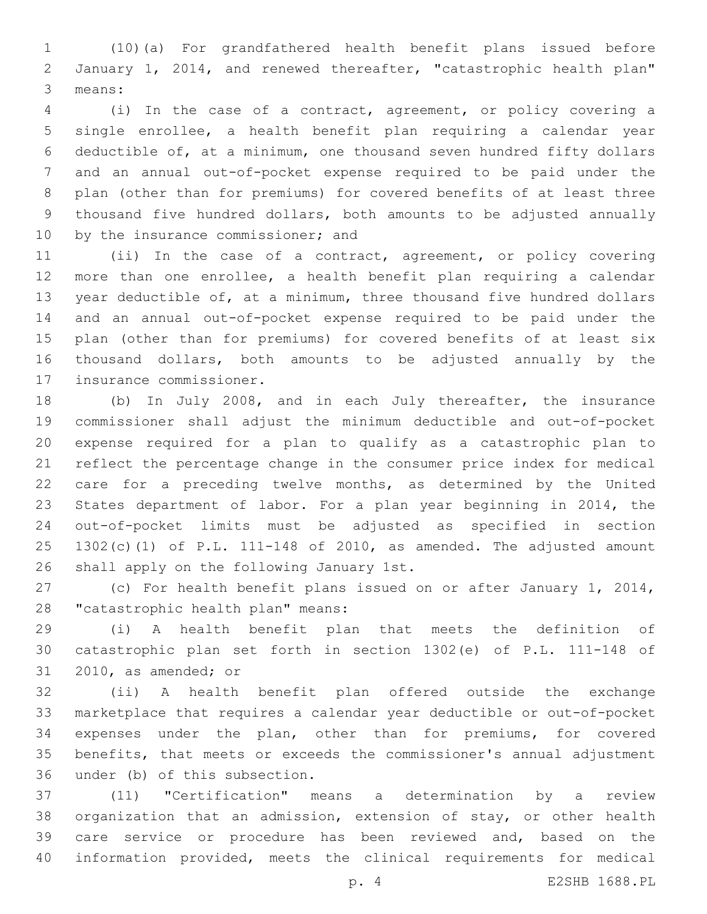(10)(a) For grandfathered health benefit plans issued before January 1, 2014, and renewed thereafter, "catastrophic health plan" means:

(i) In the case of a contract, agreement, or policy covering a single enrollee, a health benefit plan requiring a calendar year deductible of, at a minimum, one thousand seven hundred fifty dollars and an annual out-of-pocket expense required to be paid under the plan (other than for premiums) for covered benefits of at least three thousand five hundred dollars, both amounts to be adjusted annually by the insurance commissioner; and

(ii) In the case of a contract, agreement, or policy covering more than one enrollee, a health benefit plan requiring a calendar year deductible of, at a minimum, three thousand five hundred dollars and an annual out-of-pocket expense required to be paid under the plan (other than for premiums) for covered benefits of at least six thousand dollars, both amounts to be adjusted annually by the insurance commissioner.

(b) In July 2008, and in each July thereafter, the insurance commissioner shall adjust the minimum deductible and out-of-pocket expense required for a plan to qualify as a catastrophic plan to reflect the percentage change in the consumer price index for medical care for a preceding twelve months, as determined by the United States department of labor. For a plan year beginning in 2014, the out-of-pocket limits must be adjusted as specified in section 1302(c)(1) of P.L. 111-148 of 2010, as amended. The adjusted amount shall apply on the following January 1st.

(c) For health benefit plans issued on or after January 1, 2014, "catastrophic health plan" means:

(i) A health benefit plan that meets the definition of catastrophic plan set forth in section 1302(e) of P.L. 111-148 of 2010, as amended; or

(ii) A health benefit plan offered outside the exchange marketplace that requires a calendar year deductible or out-of-pocket expenses under the plan, other than for premiums, for covered benefits, that meets or exceeds the commissioner's annual adjustment under (b) of this subsection.

(11) "Certification" means a determination by a review organization that an admission, extension of stay, or other health care service or procedure has been reviewed and, based on the information provided, meets the clinical requirements for medical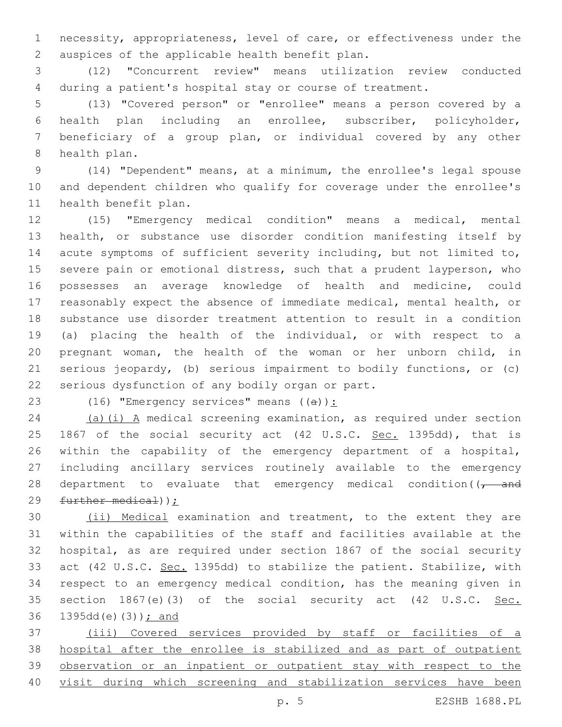necessity, appropriateness, level of care, or effectiveness under the auspices of the applicable health benefit plan.

(12) "Concurrent review" means utilization review conducted during a patient's hospital stay or course of treatment.

(13) "Covered person" or "enrollee" means a person covered by a health plan including an enrollee, subscriber, policyholder, beneficiary of a group plan, or individual covered by any other health plan.

(14) "Dependent" means, at a minimum, the enrollee's legal spouse and dependent children who qualify for coverage under the enrollee's health benefit plan.

(15) "Emergency medical condition" means a medical, mental health, or substance use disorder condition manifesting itself by acute symptoms of sufficient severity including, but not limited to, severe pain or emotional distress, such that a prudent layperson, who possesses an average knowledge of health and medicine, could reasonably expect the absence of immediate medical, mental health, or substance use disorder treatment attention to result in a condition (a) placing the health of the individual, or with respect to a pregnant woman, the health of the woman or her unborn child, in serious jeopardy, (b) serious impairment to bodily functions, or (c) serious dysfunction of any bodily organ or part.

(16) "Emergency services" means ((~~a~~)):

(a)(i) A medical screening examination, as required under section 1867 of the social security act (42 U.S.C. Sec. 1395dd), that is within the capability of the emergency department of a hospital, including ancillary services routinely available to the emergency department to evaluate that emergency medical condition((~~, and further medical~~));

(ii) Medical examination and treatment, to the extent they are within the capabilities of the staff and facilities available at the hospital, as are required under section 1867 of the social security act (42 U.S.C. Sec. 1395dd) to stabilize the patient. Stabilize, with respect to an emergency medical condition, has the meaning given in section 1867(e)(3) of the social security act (42 U.S.C. Sec. 1395dd(e)(3)); and

(iii) Covered services provided by staff or facilities of a hospital after the enrollee is stabilized and as part of outpatient observation or an inpatient or outpatient stay with respect to the visit during which screening and stabilization services have been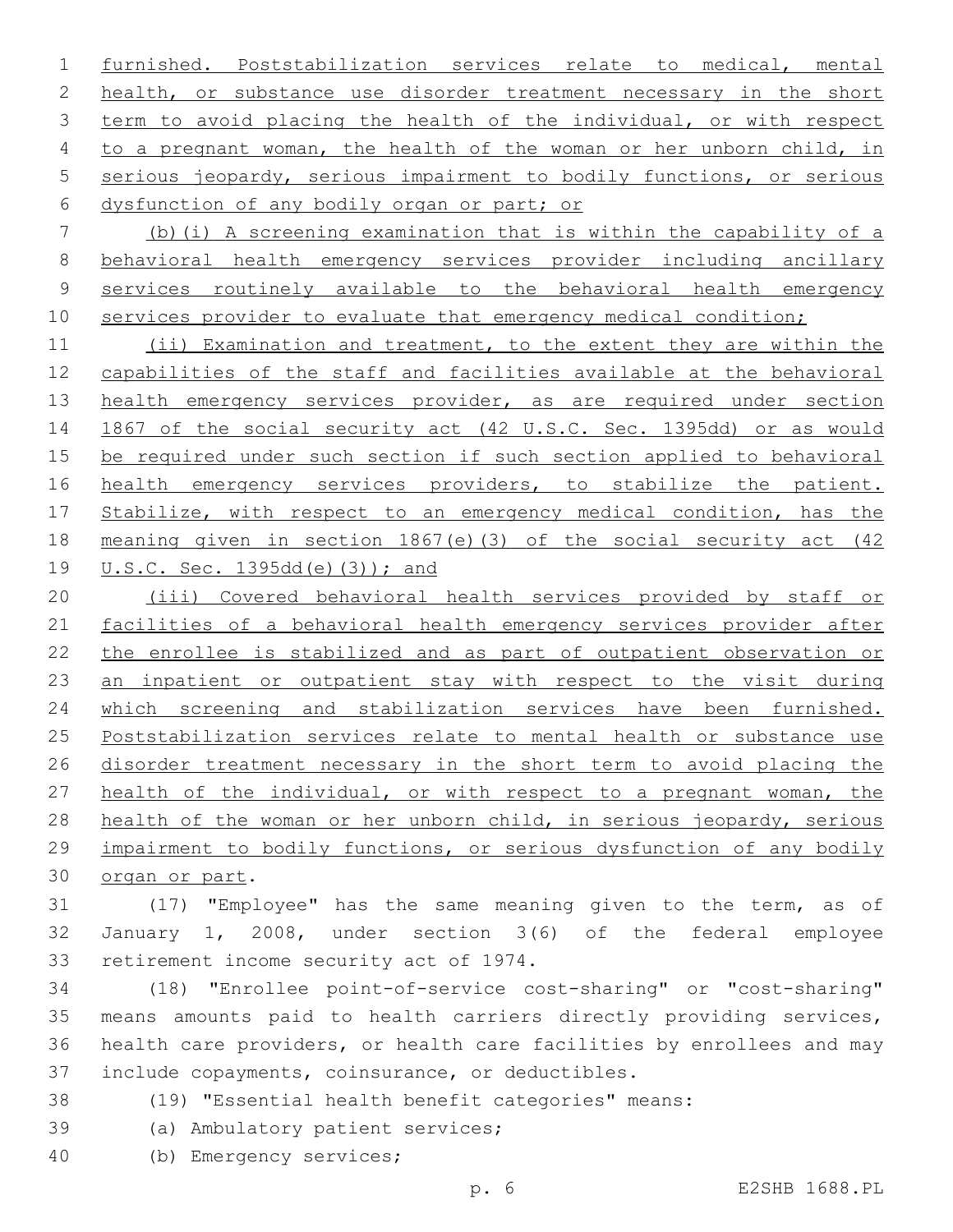furnished. Poststabilization services relate to medical, mental health, or substance use disorder treatment necessary in the short term to avoid placing the health of the individual, or with respect to a pregnant woman, the health of the woman or her unborn child, in serious jeopardy, serious impairment to bodily functions, or serious dysfunction of any bodily organ or part; or

(b)(i) A screening examination that is within the capability of a behavioral health emergency services provider including ancillary services routinely available to the behavioral health emergency services provider to evaluate that emergency medical condition;

(ii) Examination and treatment, to the extent they are within the capabilities of the staff and facilities available at the behavioral health emergency services provider, as are required under section 1867 of the social security act (42 U.S.C. Sec. 1395dd) or as would be required under such section if such section applied to behavioral health emergency services providers, to stabilize the patient. Stabilize, with respect to an emergency medical condition, has the meaning given in section 1867(e)(3) of the social security act (42 U.S.C. Sec. 1395dd(e)(3)); and

(iii) Covered behavioral health services provided by staff or facilities of a behavioral health emergency services provider after the enrollee is stabilized and as part of outpatient observation or an inpatient or outpatient stay with respect to the visit during which screening and stabilization services have been furnished. Poststabilization services relate to mental health or substance use disorder treatment necessary in the short term to avoid placing the health of the individual, or with respect to a pregnant woman, the health of the woman or her unborn child, in serious jeopardy, serious impairment to bodily functions, or serious dysfunction of any bodily organ or part.

(17) "Employee" has the same meaning given to the term, as of January 1, 2008, under section 3(6) of the federal employee retirement income security act of 1974.

(18) "Enrollee point-of-service cost-sharing" or "cost-sharing" means amounts paid to health carriers directly providing services, health care providers, or health care facilities by enrollees and may include copayments, coinsurance, or deductibles.

(19) "Essential health benefit categories" means:

(a) Ambulatory patient services;

(b) Emergency services;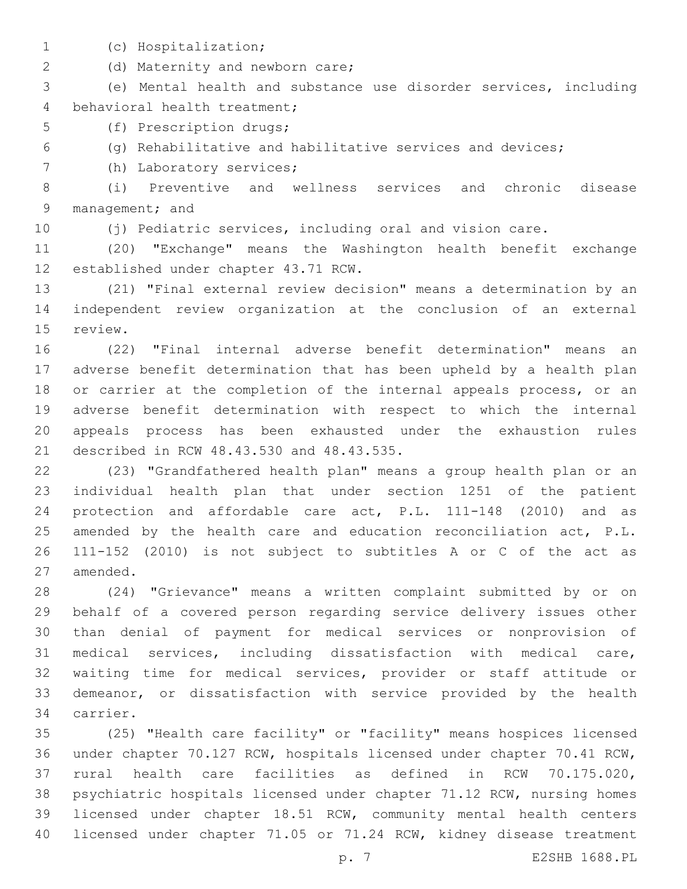(c) Hospitalization;

(d) Maternity and newborn care;

(e) Mental health and substance use disorder services, including behavioral health treatment;

(f) Prescription drugs;

(g) Rehabilitative and habilitative services and devices;

(h) Laboratory services;

(i) Preventive and wellness services and chronic disease management; and

(j) Pediatric services, including oral and vision care.

(20) "Exchange" means the Washington health benefit exchange established under chapter 43.71 RCW.

(21) "Final external review decision" means a determination by an independent review organization at the conclusion of an external review.

(22) "Final internal adverse benefit determination" means an adverse benefit determination that has been upheld by a health plan or carrier at the completion of the internal appeals process, or an adverse benefit determination with respect to which the internal appeals process has been exhausted under the exhaustion rules described in RCW 48.43.530 and 48.43.535.

(23) "Grandfathered health plan" means a group health plan or an individual health plan that under section 1251 of the patient protection and affordable care act, P.L. 111-148 (2010) and as amended by the health care and education reconciliation act, P.L. 111-152 (2010) is not subject to subtitles A or C of the act as amended.

(24) "Grievance" means a written complaint submitted by or on behalf of a covered person regarding service delivery issues other than denial of payment for medical services or nonprovision of medical services, including dissatisfaction with medical care, waiting time for medical services, provider or staff attitude or demeanor, or dissatisfaction with service provided by the health carrier.

(25) "Health care facility" or "facility" means hospices licensed under chapter 70.127 RCW, hospitals licensed under chapter 70.41 RCW, rural health care facilities as defined in RCW 70.175.020, psychiatric hospitals licensed under chapter 71.12 RCW, nursing homes licensed under chapter 18.51 RCW, community mental health centers licensed under chapter 71.05 or 71.24 RCW, kidney disease treatment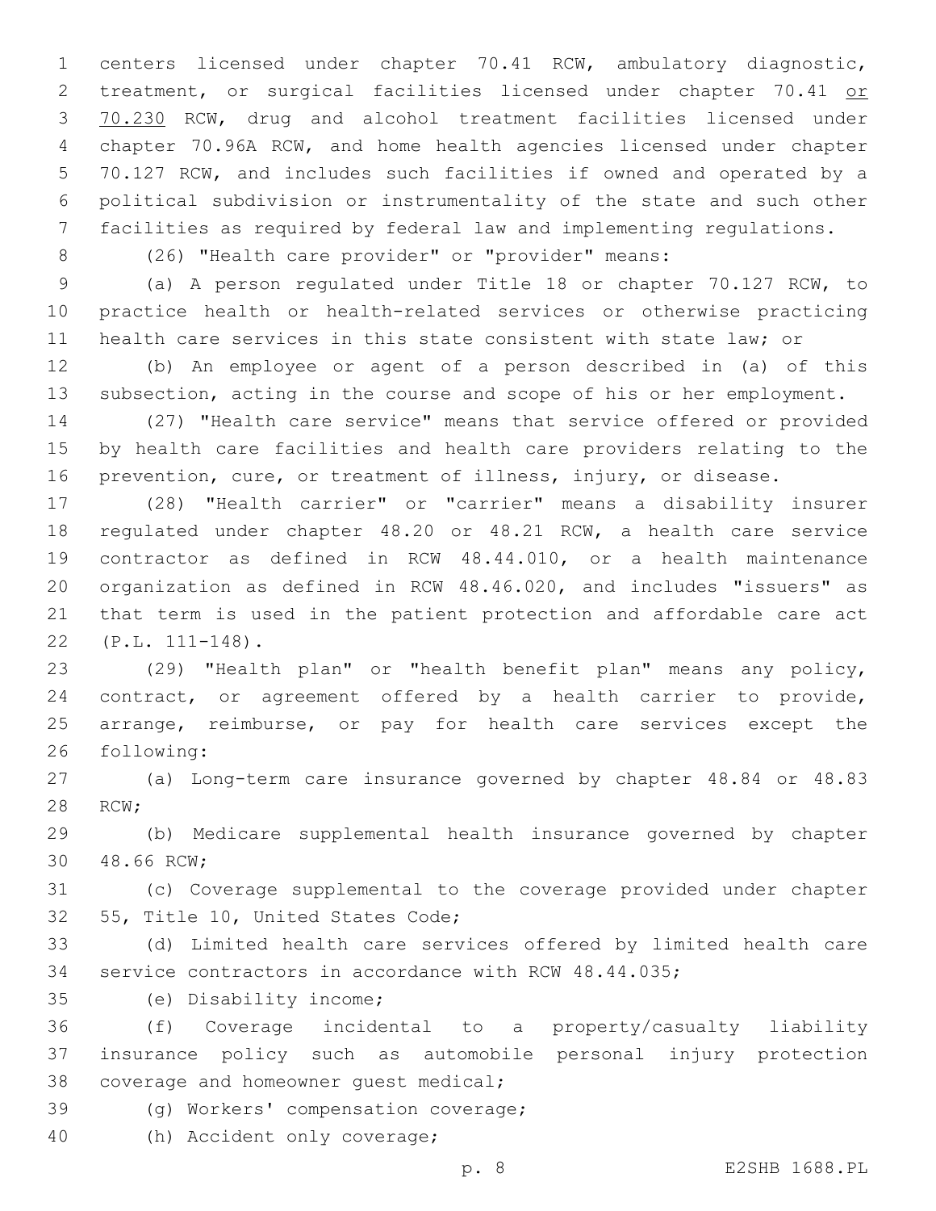centers licensed under chapter 70.41 RCW, ambulatory diagnostic, treatment, or surgical facilities licensed under chapter 70.41 or 70.230 RCW, drug and alcohol treatment facilities licensed under chapter 70.96A RCW, and home health agencies licensed under chapter 70.127 RCW, and includes such facilities if owned and operated by a political subdivision or instrumentality of the state and such other facilities as required by federal law and implementing regulations.

(26) "Health care provider" or "provider" means:

(a) A person regulated under Title 18 or chapter 70.127 RCW, to practice health or health-related services or otherwise practicing health care services in this state consistent with state law; or

(b) An employee or agent of a person described in (a) of this subsection, acting in the course and scope of his or her employment.

(27) "Health care service" means that service offered or provided by health care facilities and health care providers relating to the prevention, cure, or treatment of illness, injury, or disease.

(28) "Health carrier" or "carrier" means a disability insurer regulated under chapter 48.20 or 48.21 RCW, a health care service contractor as defined in RCW 48.44.010, or a health maintenance organization as defined in RCW 48.46.020, and includes "issuers" as that term is used in the patient protection and affordable care act (P.L. 111-148).

(29) "Health plan" or "health benefit plan" means any policy, contract, or agreement offered by a health carrier to provide, arrange, reimburse, or pay for health care services except the following:

(a) Long-term care insurance governed by chapter 48.84 or 48.83 RCW;

(b) Medicare supplemental health insurance governed by chapter 48.66 RCW;

(c) Coverage supplemental to the coverage provided under chapter 55, Title 10, United States Code;

(d) Limited health care services offered by limited health care service contractors in accordance with RCW 48.44.035;

(e) Disability income;

(f) Coverage incidental to a property/casualty liability insurance policy such as automobile personal injury protection coverage and homeowner guest medical;

(g) Workers' compensation coverage;

(h) Accident only coverage;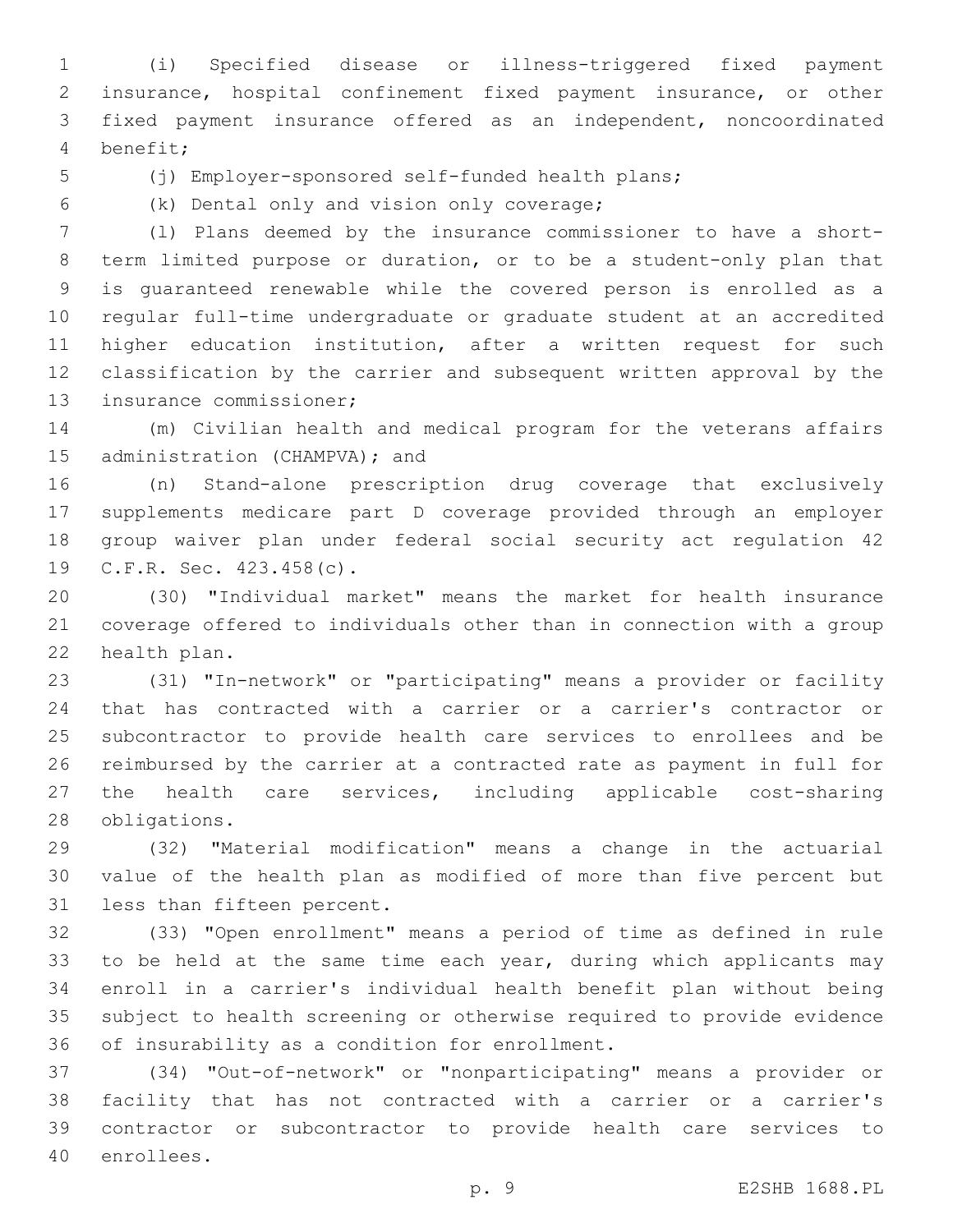(i) Specified disease or illness-triggered fixed payment insurance, hospital confinement fixed payment insurance, or other fixed payment insurance offered as an independent, noncoordinated benefit;

(j) Employer-sponsored self-funded health plans;

(k) Dental only and vision only coverage;

(l) Plans deemed by the insurance commissioner to have a short-term limited purpose or duration, or to be a student-only plan that is guaranteed renewable while the covered person is enrolled as a regular full-time undergraduate or graduate student at an accredited higher education institution, after a written request for such classification by the carrier and subsequent written approval by the insurance commissioner;

(m) Civilian health and medical program for the veterans affairs administration (CHAMPVA); and

(n) Stand-alone prescription drug coverage that exclusively supplements medicare part D coverage provided through an employer group waiver plan under federal social security act regulation 42 C.F.R. Sec. 423.458(c).

(30) "Individual market" means the market for health insurance coverage offered to individuals other than in connection with a group health plan.

(31) "In-network" or "participating" means a provider or facility that has contracted with a carrier or a carrier's contractor or subcontractor to provide health care services to enrollees and be reimbursed by the carrier at a contracted rate as payment in full for the health care services, including applicable cost-sharing obligations.

(32) "Material modification" means a change in the actuarial value of the health plan as modified of more than five percent but less than fifteen percent.

(33) "Open enrollment" means a period of time as defined in rule to be held at the same time each year, during which applicants may enroll in a carrier's individual health benefit plan without being subject to health screening or otherwise required to provide evidence of insurability as a condition for enrollment.

(34) "Out-of-network" or "nonparticipating" means a provider or facility that has not contracted with a carrier or a carrier's contractor or subcontractor to provide health care services to enrollees.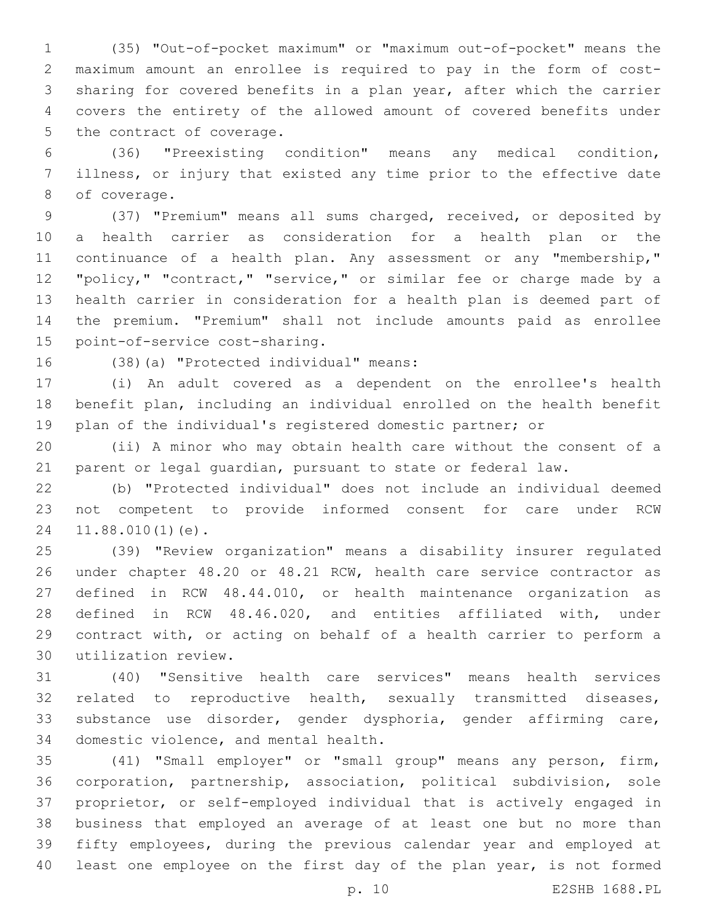(35) "Out-of-pocket maximum" or "maximum out-of-pocket" means the maximum amount an enrollee is required to pay in the form of cost-sharing for covered benefits in a plan year, after which the carrier covers the entirety of the allowed amount of covered benefits under the contract of coverage.

(36) "Preexisting condition" means any medical condition, illness, or injury that existed any time prior to the effective date of coverage.

(37) "Premium" means all sums charged, received, or deposited by a health carrier as consideration for a health plan or the continuance of a health plan. Any assessment or any "membership," "policy," "contract," "service," or similar fee or charge made by a health carrier in consideration for a health plan is deemed part of the premium. "Premium" shall not include amounts paid as enrollee point-of-service cost-sharing.

(38)(a) "Protected individual" means:

(i) An adult covered as a dependent on the enrollee's health benefit plan, including an individual enrolled on the health benefit plan of the individual's registered domestic partner; or

(ii) A minor who may obtain health care without the consent of a parent or legal guardian, pursuant to state or federal law.

(b) "Protected individual" does not include an individual deemed not competent to provide informed consent for care under RCW 11.88.010(1)(e).

(39) "Review organization" means a disability insurer regulated under chapter 48.20 or 48.21 RCW, health care service contractor as defined in RCW 48.44.010, or health maintenance organization as defined in RCW 48.46.020, and entities affiliated with, under contract with, or acting on behalf of a health carrier to perform a utilization review.

(40) "Sensitive health care services" means health services related to reproductive health, sexually transmitted diseases, substance use disorder, gender dysphoria, gender affirming care, domestic violence, and mental health.

(41) "Small employer" or "small group" means any person, firm, corporation, partnership, association, political subdivision, sole proprietor, or self-employed individual that is actively engaged in business that employed an average of at least one but no more than fifty employees, during the previous calendar year and employed at least one employee on the first day of the plan year, is not formed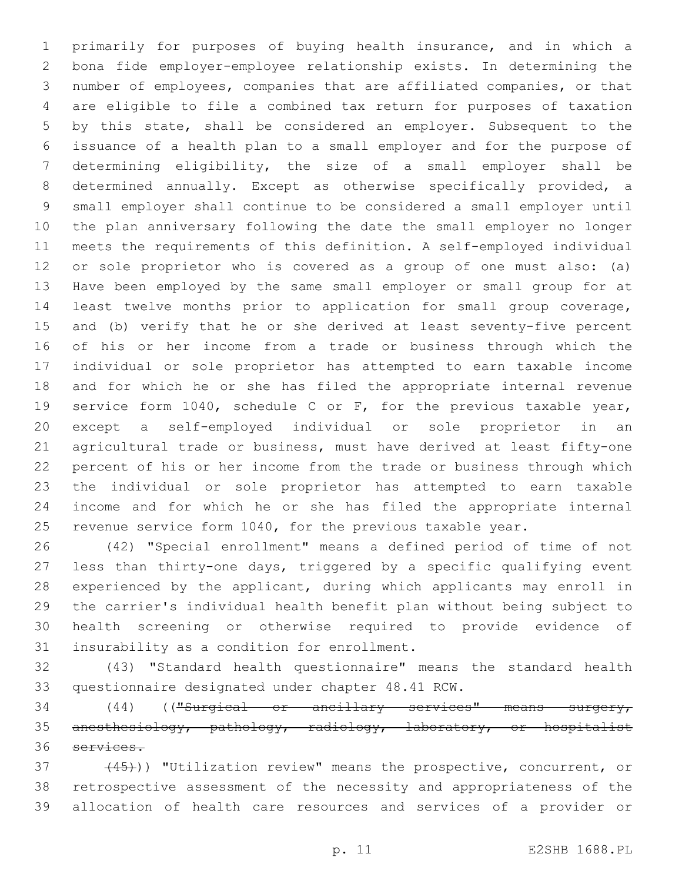primarily for purposes of buying health insurance, and in which a bona fide employer-employee relationship exists. In determining the number of employees, companies that are affiliated companies, or that are eligible to file a combined tax return for purposes of taxation by this state, shall be considered an employer. Subsequent to the issuance of a health plan to a small employer and for the purpose of determining eligibility, the size of a small employer shall be determined annually. Except as otherwise specifically provided, a small employer shall continue to be considered a small employer until the plan anniversary following the date the small employer no longer meets the requirements of this definition. A self-employed individual or sole proprietor who is covered as a group of one must also: (a) Have been employed by the same small employer or small group for at least twelve months prior to application for small group coverage, and (b) verify that he or she derived at least seventy-five percent of his or her income from a trade or business through which the individual or sole proprietor has attempted to earn taxable income and for which he or she has filed the appropriate internal revenue service form 1040, schedule C or F, for the previous taxable year, except a self-employed individual or sole proprietor in an agricultural trade or business, must have derived at least fifty-one percent of his or her income from the trade or business through which the individual or sole proprietor has attempted to earn taxable income and for which he or she has filed the appropriate internal revenue service form 1040, for the previous taxable year.

(42) "Special enrollment" means a defined period of time of not less than thirty-one days, triggered by a specific qualifying event experienced by the applicant, during which applicants may enroll in the carrier's individual health benefit plan without being subject to health screening or otherwise required to provide evidence of insurability as a condition for enrollment.

(43) "Standard health questionnaire" means the standard health questionnaire designated under chapter 48.41 RCW.

(44) ((~~"Surgical or ancillary services" means surgery, anesthesiology, pathology, radiology, laboratory, or hospitalist services.~~

~~(45)~~)) "Utilization review" means the prospective, concurrent, or retrospective assessment of the necessity and appropriateness of the allocation of health care resources and services of a provider or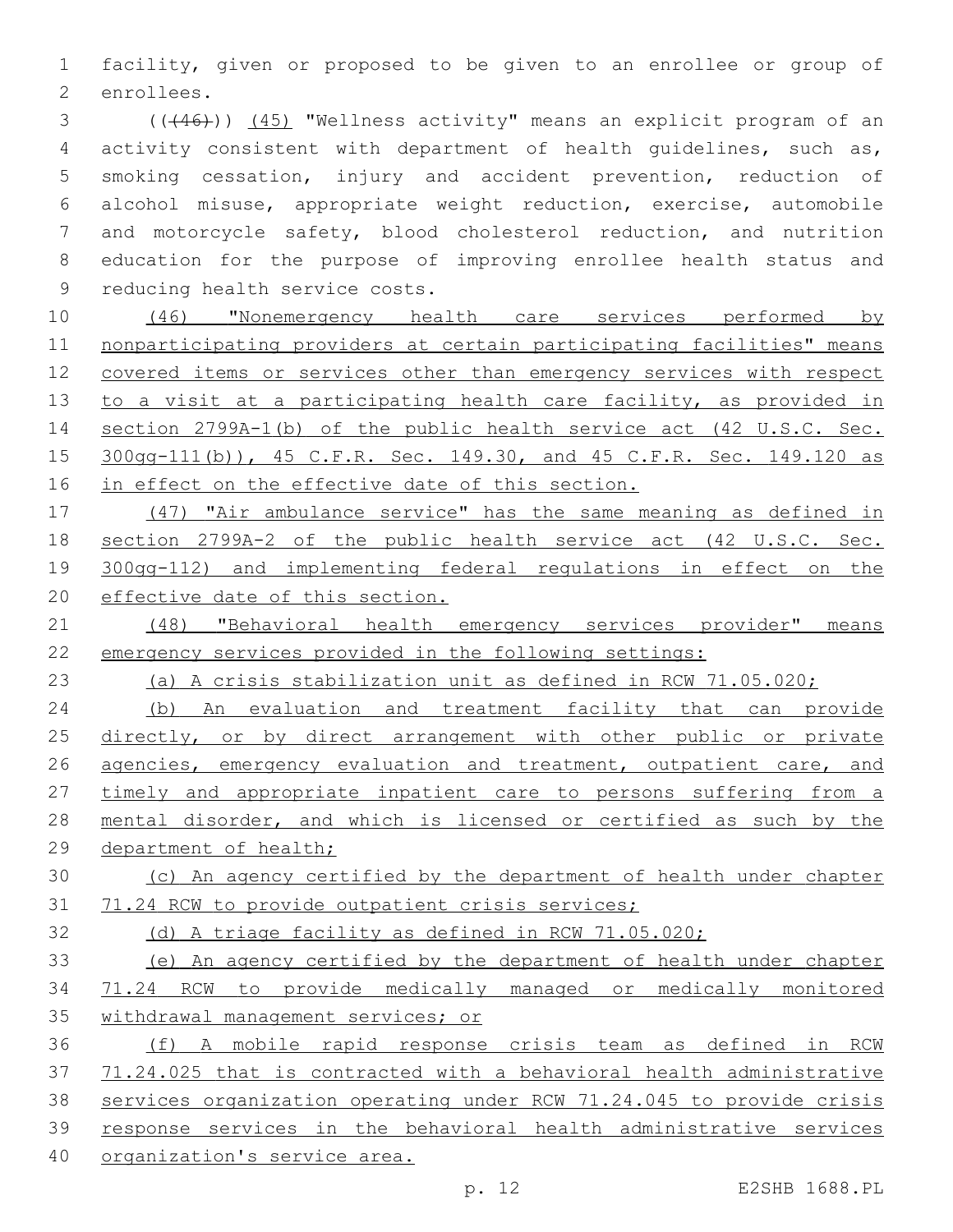facility, given or proposed to be given to an enrollee or group of enrollees.

(((46))) (45) "Wellness activity" means an explicit program of an activity consistent with department of health guidelines, such as, smoking cessation, injury and accident prevention, reduction of alcohol misuse, appropriate weight reduction, exercise, automobile and motorcycle safety, blood cholesterol reduction, and nutrition education for the purpose of improving enrollee health status and reducing health service costs.

(46) "Nonemergency health care services performed by nonparticipating providers at certain participating facilities" means covered items or services other than emergency services with respect to a visit at a participating health care facility, as provided in section 2799A-1(b) of the public health service act (42 U.S.C. Sec. 300gg-111(b)), 45 C.F.R. Sec. 149.30, and 45 C.F.R. Sec. 149.120 as in effect on the effective date of this section.

(47) "Air ambulance service" has the same meaning as defined in section 2799A-2 of the public health service act (42 U.S.C. Sec. 300gg-112) and implementing federal regulations in effect on the effective date of this section.

(48) "Behavioral health emergency services provider" means emergency services provided in the following settings:

(a) A crisis stabilization unit as defined in RCW 71.05.020;

(b) An evaluation and treatment facility that can provide directly, or by direct arrangement with other public or private agencies, emergency evaluation and treatment, outpatient care, and timely and appropriate inpatient care to persons suffering from a mental disorder, and which is licensed or certified as such by the department of health;

(c) An agency certified by the department of health under chapter 71.24 RCW to provide outpatient crisis services;

(d) A triage facility as defined in RCW 71.05.020;

(e) An agency certified by the department of health under chapter 71.24 RCW to provide medically managed or medically monitored withdrawal management services; or

(f) A mobile rapid response crisis team as defined in RCW 71.24.025 that is contracted with a behavioral health administrative services organization operating under RCW 71.24.045 to provide crisis response services in the behavioral health administrative services organization's service area.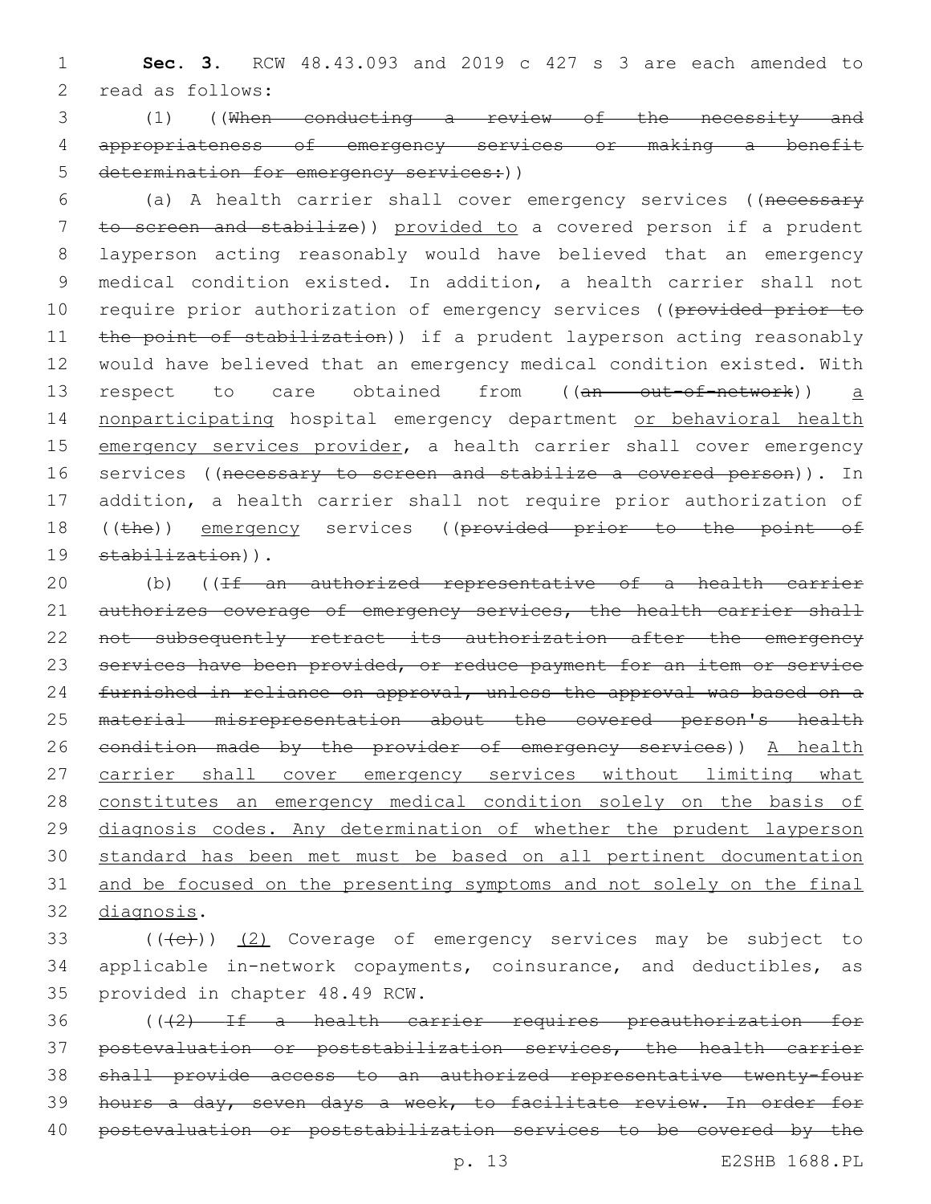**Sec. 3.** RCW 48.43.093 and 2019 c 427 s 3 are each amended to read as follows:

(1) ((~~When conducting a review of the necessity and appropriateness of emergency services or making a benefit determination for emergency services:~~))

(a) A health carrier shall cover emergency services ((~~necessary to screen and stabilize~~)) provided to a covered person if a prudent layperson acting reasonably would have believed that an emergency medical condition existed. In addition, a health carrier shall not require prior authorization of emergency services ((~~provided prior to the point of stabilization~~)) if a prudent layperson acting reasonably would have believed that an emergency medical condition existed. With respect to care obtained from ((~~an out-of-network~~)) a nonparticipating hospital emergency department or behavioral health emergency services provider, a health carrier shall cover emergency services ((~~necessary to screen and stabilize a covered person~~)). In addition, a health carrier shall not require prior authorization of ((~~the~~)) emergency services ((~~provided prior to the point of stabilization~~)).

(b) ((~~If an authorized representative of a health carrier authorizes coverage of emergency services, the health carrier shall not subsequently retract its authorization after the emergency services have been provided, or reduce payment for an item or service furnished in reliance on approval, unless the approval was based on a material misrepresentation about the covered person's health condition made by the provider of emergency services~~)) A health carrier shall cover emergency services without limiting what constitutes an emergency medical condition solely on the basis of diagnosis codes. Any determination of whether the prudent layperson standard has been met must be based on all pertinent documentation and be focused on the presenting symptoms and not solely on the final diagnosis.

((~~(c)~~)) (2) Coverage of emergency services may be subject to applicable in-network copayments, coinsurance, and deductibles, as provided in chapter 48.49 RCW.

((~~(2) If a health carrier requires preauthorization for postevaluation or poststabilization services, the health carrier shall provide access to an authorized representative twenty-four hours a day, seven days a week, to facilitate review. In order for postevaluation or poststabilization services to be covered by the~~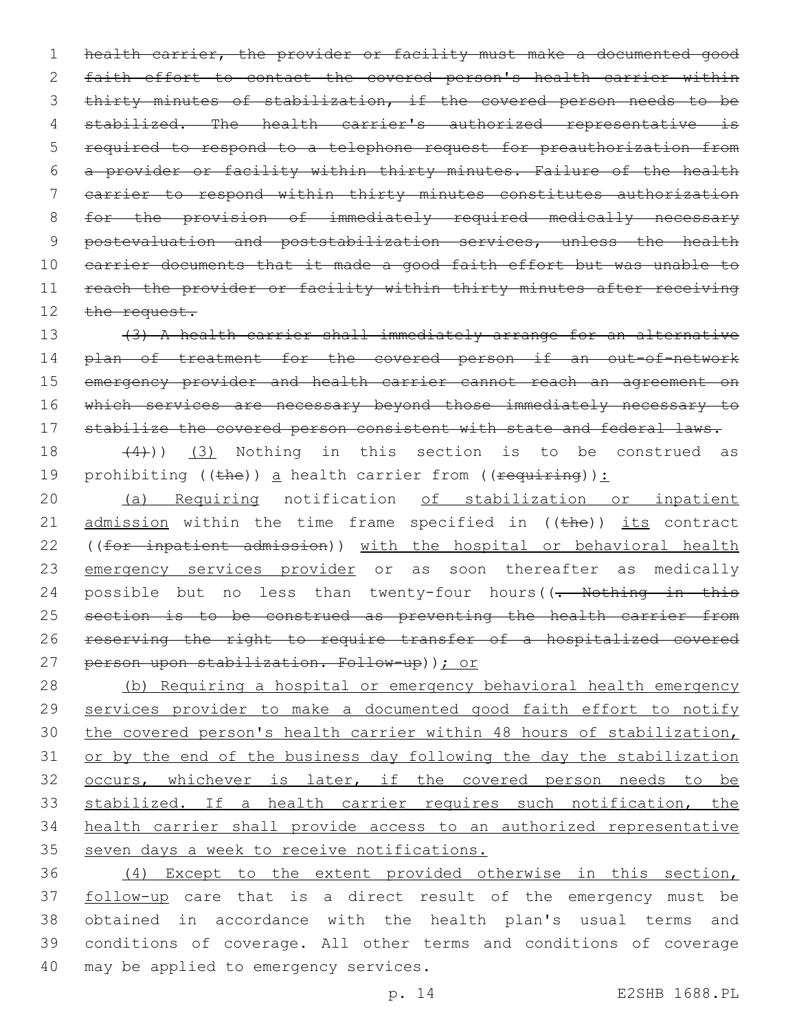~~health carrier, the provider or facility must make a documented good faith effort to contact the covered person's health carrier within thirty minutes of stabilization, if the covered person needs to be stabilized. The health carrier's authorized representative is required to respond to a telephone request for preauthorization from a provider or facility within thirty minutes. Failure of the health carrier to respond within thirty minutes constitutes authorization for the provision of immediately required medically necessary postevaluation and poststabilization services, unless the health carrier documents that it made a good faith effort but was unable to reach the provider or facility within thirty minutes after receiving the request.~~

~~(3) A health carrier shall immediately arrange for an alternative plan of treatment for the covered person if an out-of-network emergency provider and health carrier cannot reach an agreement on which services are necessary beyond those immediately necessary to stabilize the covered person consistent with state and federal laws.~~

~~(4)~~)) <u>(3)</u> Nothing in this section is to be construed as prohibiting ((~~the~~)) <u>a</u> health carrier from ((~~requiring~~))<u>:</u>

<u>(a) Requiring</u> notification <u>of stabilization or inpatient admission</u> within the time frame specified in ((~~the~~)) <u>its</u> contract ((~~for inpatient admission~~)) <u>with the hospital or behavioral health emergency services provider</u> or as soon thereafter as medically possible but no less than twenty-four hours((~~. Nothing in this section is to be construed as preventing the health carrier from reserving the right to require transfer of a hospitalized covered person upon stabilization. Follow-up~~))<u>; or</u>

<u>(b) Requiring a hospital or emergency behavioral health emergency services provider to make a documented good faith effort to notify the covered person's health carrier within 48 hours of stabilization, or by the end of the business day following the day the stabilization occurs, whichever is later, if the covered person needs to be stabilized. If a health carrier requires such notification, the health carrier shall provide access to an authorized representative seven days a week to receive notifications.</u>

<u>(4) Except to the extent provided otherwise in this section, follow-up</u> care that is a direct result of the emergency must be obtained in accordance with the health plan's usual terms and conditions of coverage. All other terms and conditions of coverage may be applied to emergency services.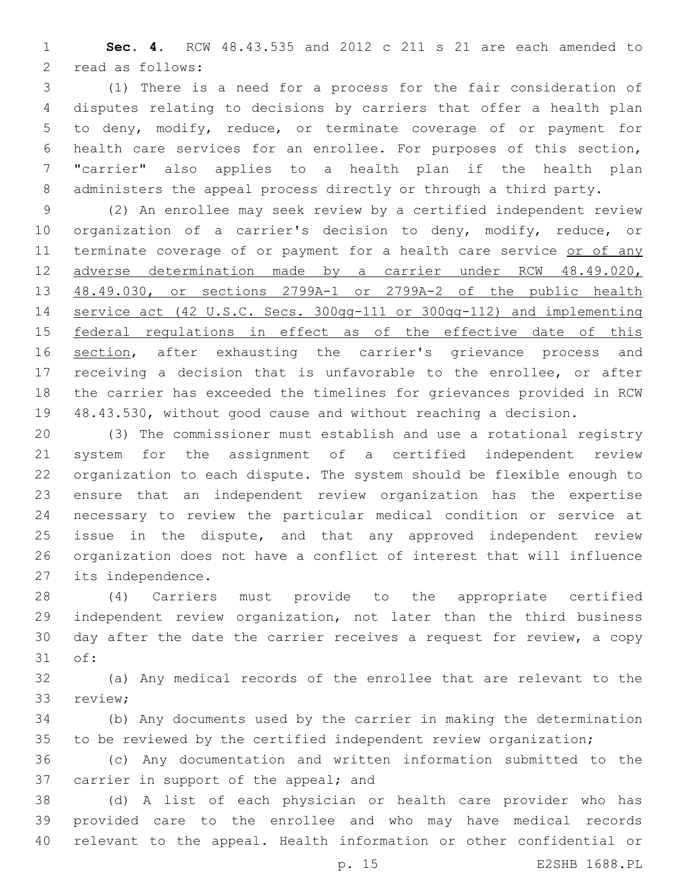**Sec. 4.** RCW 48.43.535 and 2012 c 211 s 21 are each amended to read as follows:

(1) There is a need for a process for the fair consideration of disputes relating to decisions by carriers that offer a health plan to deny, modify, reduce, or terminate coverage of or payment for health care services for an enrollee. For purposes of this section, "carrier" also applies to a health plan if the health plan administers the appeal process directly or through a third party.

(2) An enrollee may seek review by a certified independent review organization of a carrier's decision to deny, modify, reduce, or terminate coverage of or payment for a health care service <u>or of any adverse determination made by a carrier under RCW 48.49.020, 48.49.030, or sections 2799A-1 or 2799A-2 of the public health service act (42 U.S.C. Secs. 300gg-111 or 300gg-112) and implementing federal regulations in effect as of the effective date of this section</u>, after exhausting the carrier's grievance process and receiving a decision that is unfavorable to the enrollee, or after the carrier has exceeded the timelines for grievances provided in RCW 48.43.530, without good cause and without reaching a decision.

(3) The commissioner must establish and use a rotational registry system for the assignment of a certified independent review organization to each dispute. The system should be flexible enough to ensure that an independent review organization has the expertise necessary to review the particular medical condition or service at issue in the dispute, and that any approved independent review organization does not have a conflict of interest that will influence its independence.

(4) Carriers must provide to the appropriate certified independent review organization, not later than the third business day after the date the carrier receives a request for review, a copy of:

(a) Any medical records of the enrollee that are relevant to the review;

(b) Any documents used by the carrier in making the determination to be reviewed by the certified independent review organization;

(c) Any documentation and written information submitted to the carrier in support of the appeal; and

(d) A list of each physician or health care provider who has provided care to the enrollee and who may have medical records relevant to the appeal. Health information or other confidential or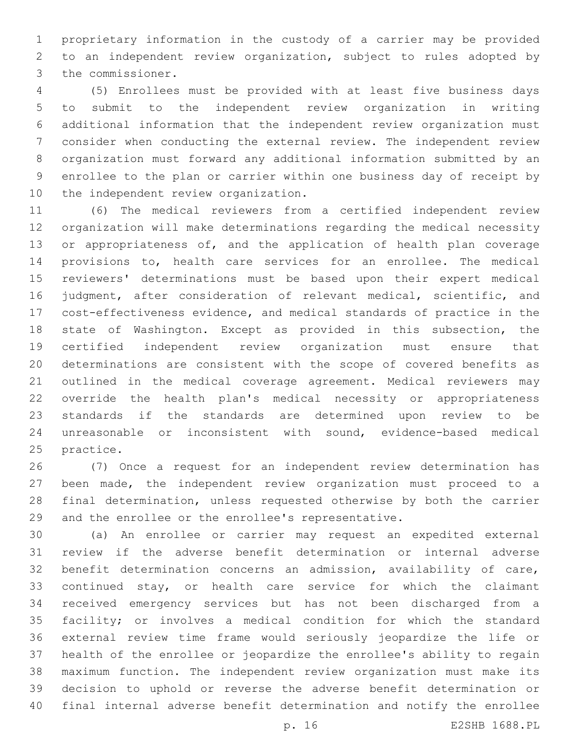proprietary information in the custody of a carrier may be provided to an independent review organization, subject to rules adopted by the commissioner.

(5) Enrollees must be provided with at least five business days to submit to the independent review organization in writing additional information that the independent review organization must consider when conducting the external review. The independent review organization must forward any additional information submitted by an enrollee to the plan or carrier within one business day of receipt by the independent review organization.

(6) The medical reviewers from a certified independent review organization will make determinations regarding the medical necessity or appropriateness of, and the application of health plan coverage provisions to, health care services for an enrollee. The medical reviewers' determinations must be based upon their expert medical judgment, after consideration of relevant medical, scientific, and cost-effectiveness evidence, and medical standards of practice in the state of Washington. Except as provided in this subsection, the certified independent review organization must ensure that determinations are consistent with the scope of covered benefits as outlined in the medical coverage agreement. Medical reviewers may override the health plan's medical necessity or appropriateness standards if the standards are determined upon review to be unreasonable or inconsistent with sound, evidence-based medical practice.

(7) Once a request for an independent review determination has been made, the independent review organization must proceed to a final determination, unless requested otherwise by both the carrier and the enrollee or the enrollee's representative.

(a) An enrollee or carrier may request an expedited external review if the adverse benefit determination or internal adverse benefit determination concerns an admission, availability of care, continued stay, or health care service for which the claimant received emergency services but has not been discharged from a facility; or involves a medical condition for which the standard external review time frame would seriously jeopardize the life or health of the enrollee or jeopardize the enrollee's ability to regain maximum function. The independent review organization must make its decision to uphold or reverse the adverse benefit determination or final internal adverse benefit determination and notify the enrollee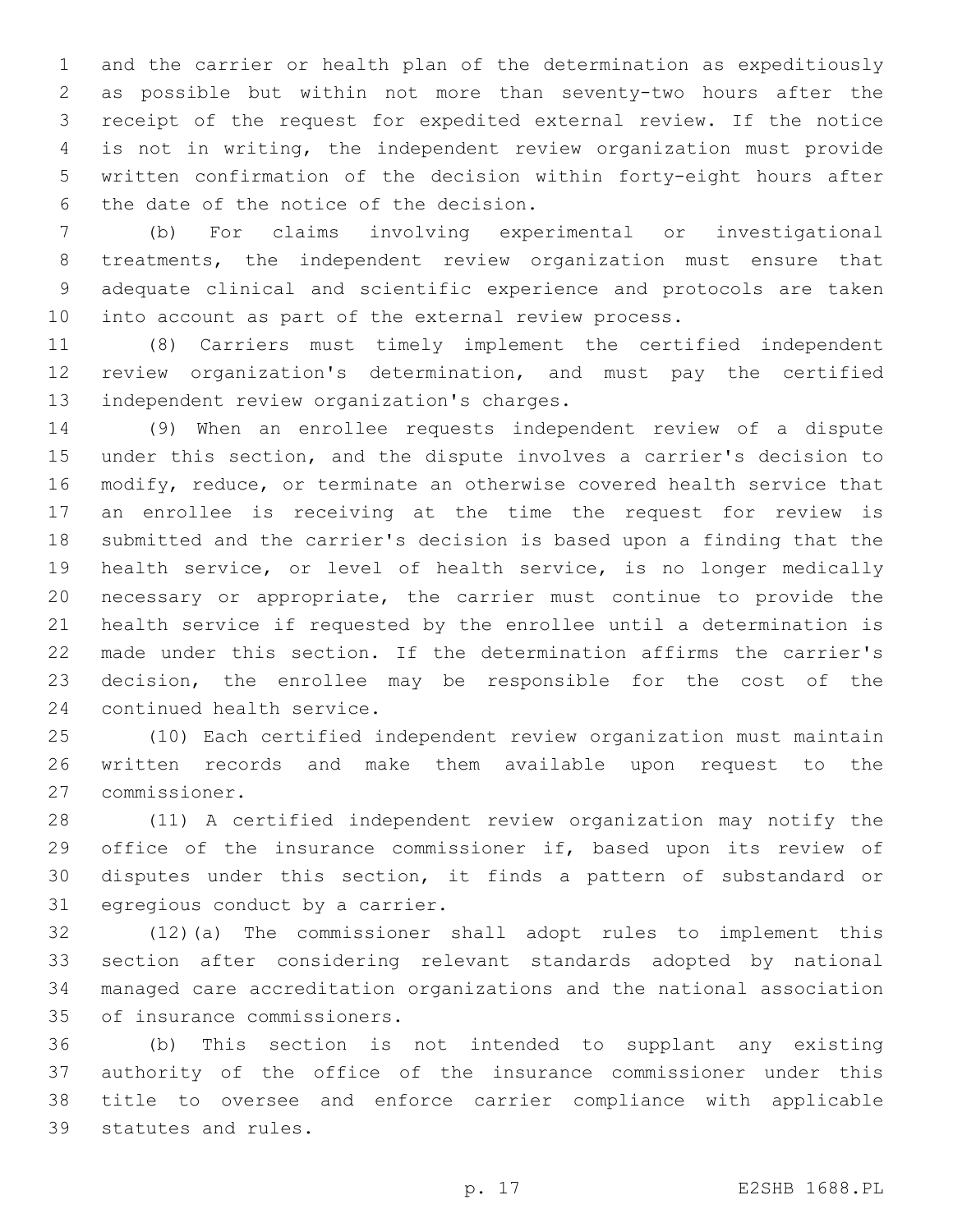and the carrier or health plan of the determination as expeditiously as possible but within not more than seventy-two hours after the receipt of the request for expedited external review. If the notice is not in writing, the independent review organization must provide written confirmation of the decision within forty-eight hours after the date of the notice of the decision.

(b) For claims involving experimental or investigational treatments, the independent review organization must ensure that adequate clinical and scientific experience and protocols are taken into account as part of the external review process.

(8) Carriers must timely implement the certified independent review organization's determination, and must pay the certified independent review organization's charges.

(9) When an enrollee requests independent review of a dispute under this section, and the dispute involves a carrier's decision to modify, reduce, or terminate an otherwise covered health service that an enrollee is receiving at the time the request for review is submitted and the carrier's decision is based upon a finding that the health service, or level of health service, is no longer medically necessary or appropriate, the carrier must continue to provide the health service if requested by the enrollee until a determination is made under this section. If the determination affirms the carrier's decision, the enrollee may be responsible for the cost of the continued health service.

(10) Each certified independent review organization must maintain written records and make them available upon request to the commissioner.

(11) A certified independent review organization may notify the office of the insurance commissioner if, based upon its review of disputes under this section, it finds a pattern of substandard or egregious conduct by a carrier.

(12)(a) The commissioner shall adopt rules to implement this section after considering relevant standards adopted by national managed care accreditation organizations and the national association of insurance commissioners.

(b) This section is not intended to supplant any existing authority of the office of the insurance commissioner under this title to oversee and enforce carrier compliance with applicable statutes and rules.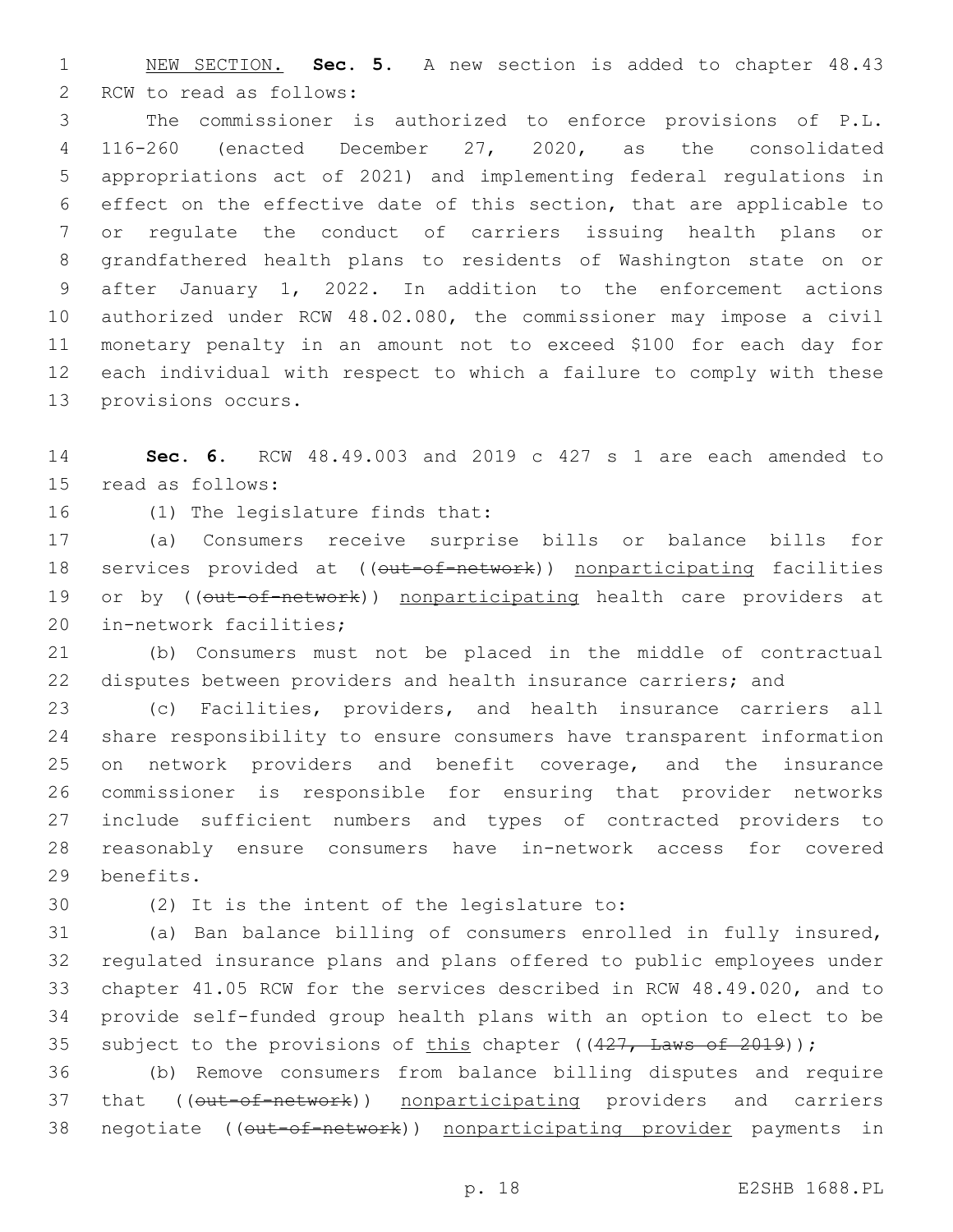NEW SECTION. **Sec. 5.** A new section is added to chapter 48.43 RCW to read as follows:

The commissioner is authorized to enforce provisions of P.L. 116-260 (enacted December 27, 2020, as the consolidated appropriations act of 2021) and implementing federal regulations in effect on the effective date of this section, that are applicable to or regulate the conduct of carriers issuing health plans or grandfathered health plans to residents of Washington state on or after January 1, 2022. In addition to the enforcement actions authorized under RCW 48.02.080, the commissioner may impose a civil monetary penalty in an amount not to exceed $100 for each day for each individual with respect to which a failure to comply with these provisions occurs.

**Sec. 6.** RCW 48.49.003 and 2019 c 427 s 1 are each amended to read as follows:

(1) The legislature finds that:

(a) Consumers receive surprise bills or balance bills for services provided at ((~~out-of-network~~)) nonparticipating facilities or by ((~~out-of-network~~)) nonparticipating health care providers at in-network facilities;

(b) Consumers must not be placed in the middle of contractual disputes between providers and health insurance carriers; and

(c) Facilities, providers, and health insurance carriers all share responsibility to ensure consumers have transparent information on network providers and benefit coverage, and the insurance commissioner is responsible for ensuring that provider networks include sufficient numbers and types of contracted providers to reasonably ensure consumers have in-network access for covered benefits.

(2) It is the intent of the legislature to:

(a) Ban balance billing of consumers enrolled in fully insured, regulated insurance plans and plans offered to public employees under chapter 41.05 RCW for the services described in RCW 48.49.020, and to provide self-funded group health plans with an option to elect to be subject to the provisions of this chapter ((~~427, Laws of 2019~~));

(b) Remove consumers from balance billing disputes and require that ((~~out-of-network~~)) nonparticipating providers and carriers negotiate ((~~out-of-network~~)) nonparticipating provider payments in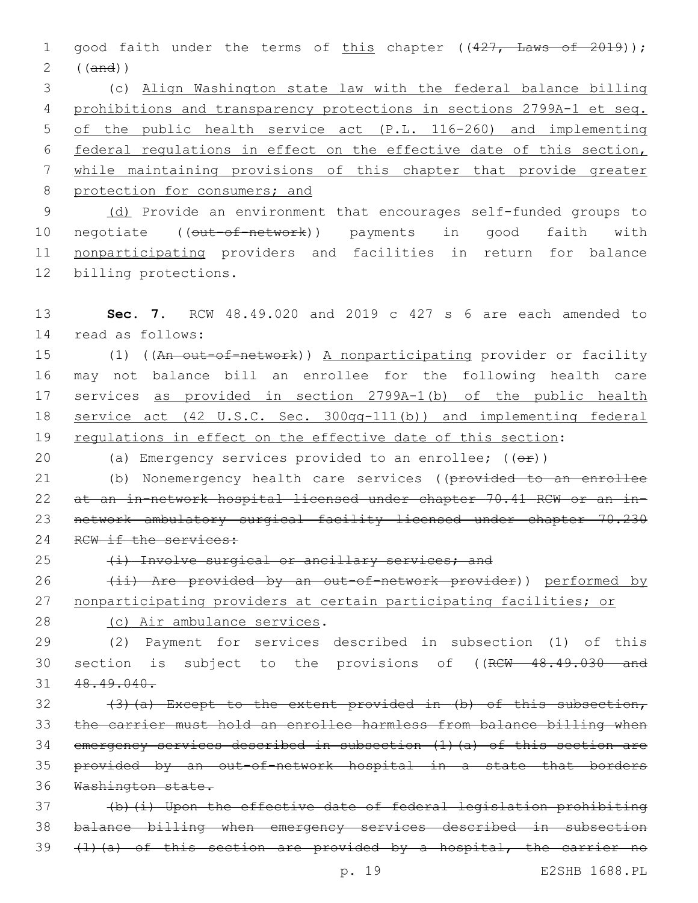good faith under the terms of this chapter ((~~427, Laws of 2019~~)); ((~~and~~))

(c) Align Washington state law with the federal balance billing prohibitions and transparency protections in sections 2799A-1 et seq. of the public health service act (P.L. 116-260) and implementing federal regulations in effect on the effective date of this section, while maintaining provisions of this chapter that provide greater protection for consumers; and

(d) Provide an environment that encourages self-funded groups to negotiate ((~~out-of-network~~)) payments in good faith with nonparticipating providers and facilities in return for balance billing protections.

**Sec. 7.** RCW 48.49.020 and 2019 c 427 s 6 are each amended to read as follows:

(1) ((~~An out-of-network~~)) A nonparticipating provider or facility may not balance bill an enrollee for the following health care services as provided in section 2799A-1(b) of the public health service act (42 U.S.C. Sec. 300gg-111(b)) and implementing federal regulations in effect on the effective date of this section:

(a) Emergency services provided to an enrollee; ((~~or~~))

(b) Nonemergency health care services ((~~provided to an enrollee at an in-network hospital licensed under chapter 70.41 RCW or an in-network ambulatory surgical facility licensed under chapter 70.230 RCW if the services:~~

~~(i) Involve surgical or ancillary services; and~~

~~(ii) Are provided by an out-of-network provider~~)) performed by nonparticipating providers at certain participating facilities; or

(c) Air ambulance services.

(2) Payment for services described in subsection (1) of this section is subject to the provisions of ((~~RCW 48.49.030 and 48.49.040.~~

~~(3)(a) Except to the extent provided in (b) of this subsection, the carrier must hold an enrollee harmless from balance billing when emergency services described in subsection (1)(a) of this section are provided by an out-of-network hospital in a state that borders Washington state.~~

~~(b)(i) Upon the effective date of federal legislation prohibiting balance billing when emergency services described in subsection (1)(a) of this section are provided by a hospital, the carrier no~~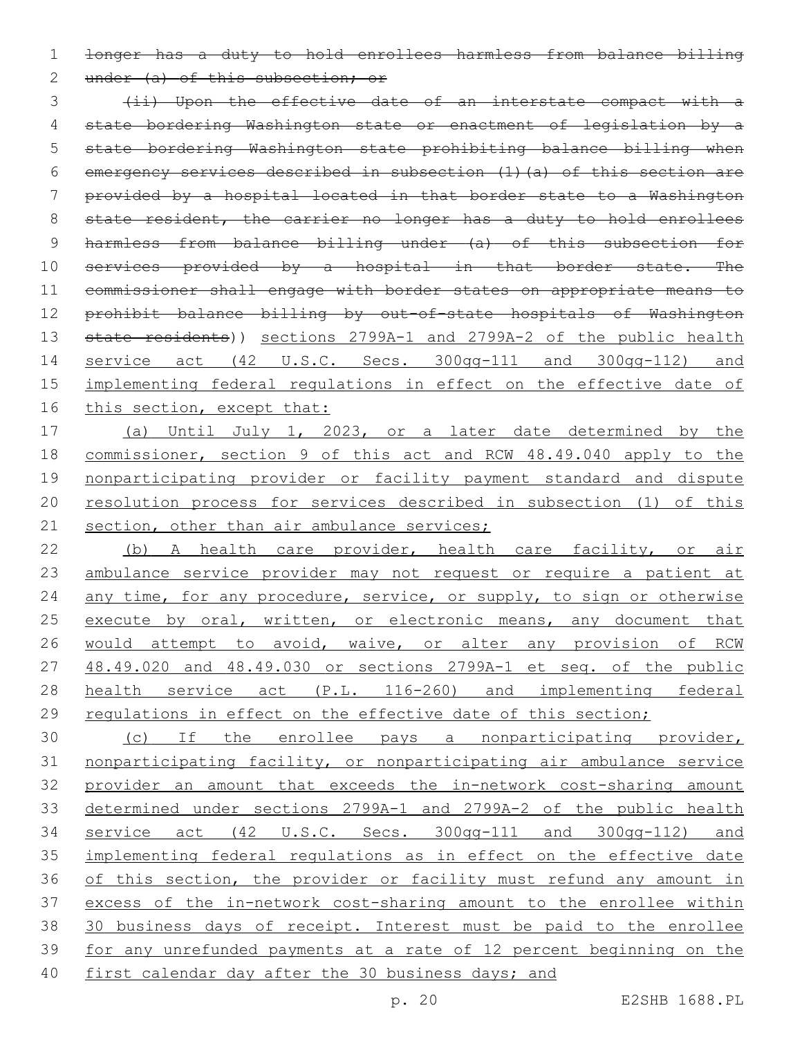~~longer has a duty to hold enrollees harmless from balance billing under (a) of this subsection; or~~

~~(ii) Upon the effective date of an interstate compact with a state bordering Washington state or enactment of legislation by a state bordering Washington state prohibiting balance billing when emergency services described in subsection (1)(a) of this section are provided by a hospital located in that border state to a Washington state resident, the carrier no longer has a duty to hold enrollees harmless from balance billing under (a) of this subsection for services provided by a hospital in that border state. The commissioner shall engage with border states on appropriate means to prohibit balance billing by out-of-state hospitals of Washington state residents~~)) sections 2799A-1 and 2799A-2 of the public health service act (42 U.S.C. Secs. 300gg-111 and 300gg-112) and implementing federal regulations in effect on the effective date of this section, except that:

(a) Until July 1, 2023, or a later date determined by the commissioner, section 9 of this act and RCW 48.49.040 apply to the nonparticipating provider or facility payment standard and dispute resolution process for services described in subsection (1) of this section, other than air ambulance services;

(b) A health care provider, health care facility, or air ambulance service provider may not request or require a patient at any time, for any procedure, service, or supply, to sign or otherwise execute by oral, written, or electronic means, any document that would attempt to avoid, waive, or alter any provision of RCW 48.49.020 and 48.49.030 or sections 2799A-1 et seq. of the public health service act (P.L. 116-260) and implementing federal regulations in effect on the effective date of this section;

(c) If the enrollee pays a nonparticipating provider, nonparticipating facility, or nonparticipating air ambulance service provider an amount that exceeds the in-network cost-sharing amount determined under sections 2799A-1 and 2799A-2 of the public health service act (42 U.S.C. Secs. 300gg-111 and 300gg-112) and implementing federal regulations as in effect on the effective date of this section, the provider or facility must refund any amount in excess of the in-network cost-sharing amount to the enrollee within 30 business days of receipt. Interest must be paid to the enrollee for any unrefunded payments at a rate of 12 percent beginning on the first calendar day after the 30 business days; and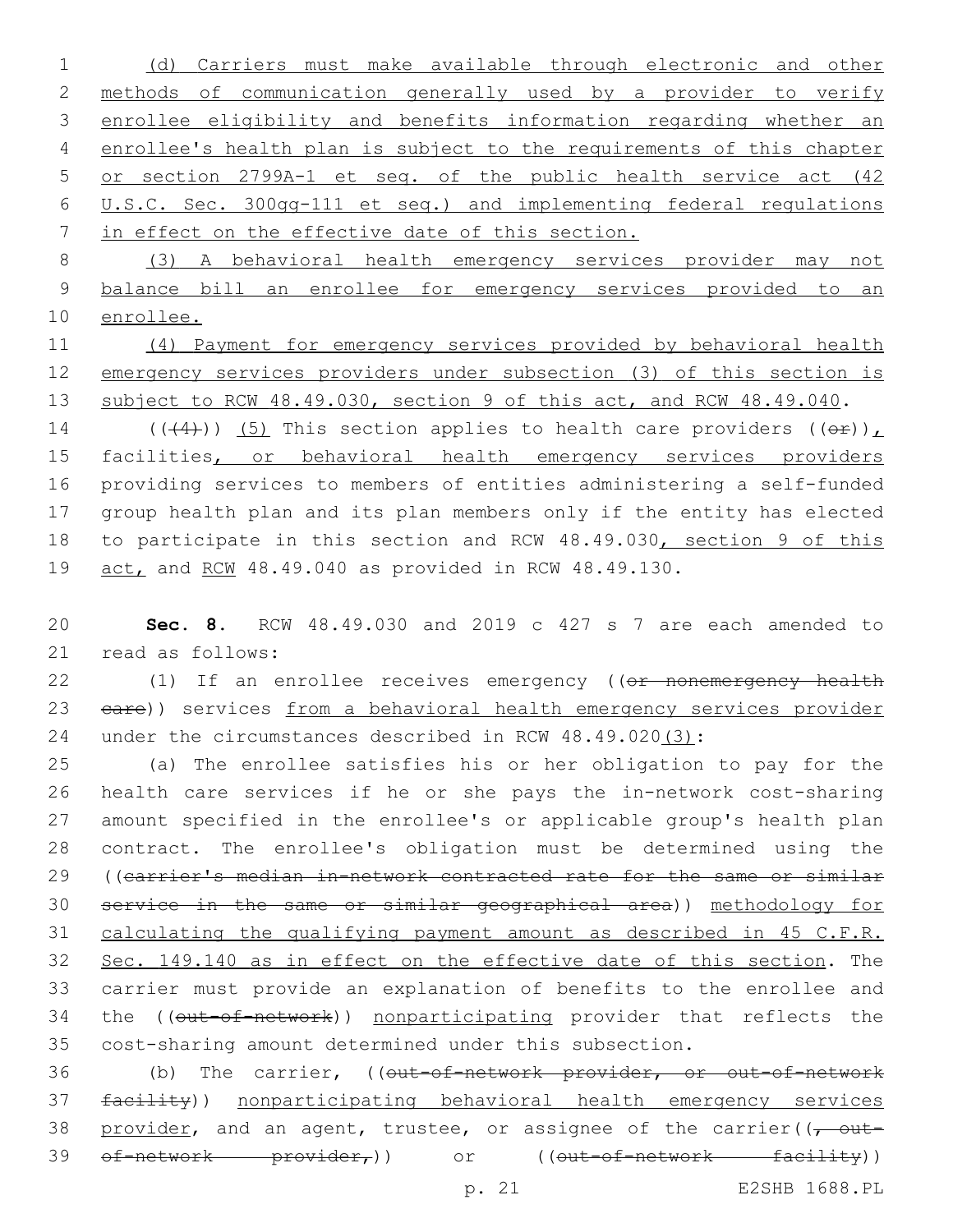(d) Carriers must make available through electronic and other methods of communication generally used by a provider to verify enrollee eligibility and benefits information regarding whether an enrollee's health plan is subject to the requirements of this chapter or section 2799A-1 et seq. of the public health service act (42 U.S.C. Sec. 300gg-111 et seq.) and implementing federal regulations in effect on the effective date of this section.

(3) A behavioral health emergency services provider may not balance bill an enrollee for emergency services provided to an enrollee.

(4) Payment for emergency services provided by behavioral health emergency services providers under subsection (3) of this section is subject to RCW 48.49.030, section 9 of this act, and RCW 48.49.040.

(((4))) (5) This section applies to health care providers ((or)), facilities, or behavioral health emergency services providers providing services to members of entities administering a self-funded group health plan and its plan members only if the entity has elected to participate in this section and RCW 48.49.030, section 9 of this act, and RCW 48.49.040 as provided in RCW 48.49.130.

**Sec. 8.** RCW 48.49.030 and 2019 c 427 s 7 are each amended to read as follows:

(1) If an enrollee receives emergency ((~~or nonemergency health care~~)) services from a behavioral health emergency services provider under the circumstances described in RCW 48.49.020(3):

(a) The enrollee satisfies his or her obligation to pay for the health care services if he or she pays the in-network cost-sharing amount specified in the enrollee's or applicable group's health plan contract. The enrollee's obligation must be determined using the ((~~carrier's median in-network contracted rate for the same or similar service in the same or similar geographical area~~)) methodology for calculating the qualifying payment amount as described in 45 C.F.R. Sec. 149.140 as in effect on the effective date of this section. The carrier must provide an explanation of benefits to the enrollee and the ((~~out-of-network~~)) nonparticipating provider that reflects the cost-sharing amount determined under this subsection.

(b) The carrier, ((~~out-of-network provider, or out-of-network facility~~)) nonparticipating behavioral health emergency services provider, and an agent, trustee, or assignee of the carrier((~~, out-of-network provider,~~)) or ((~~out-of-network facility~~))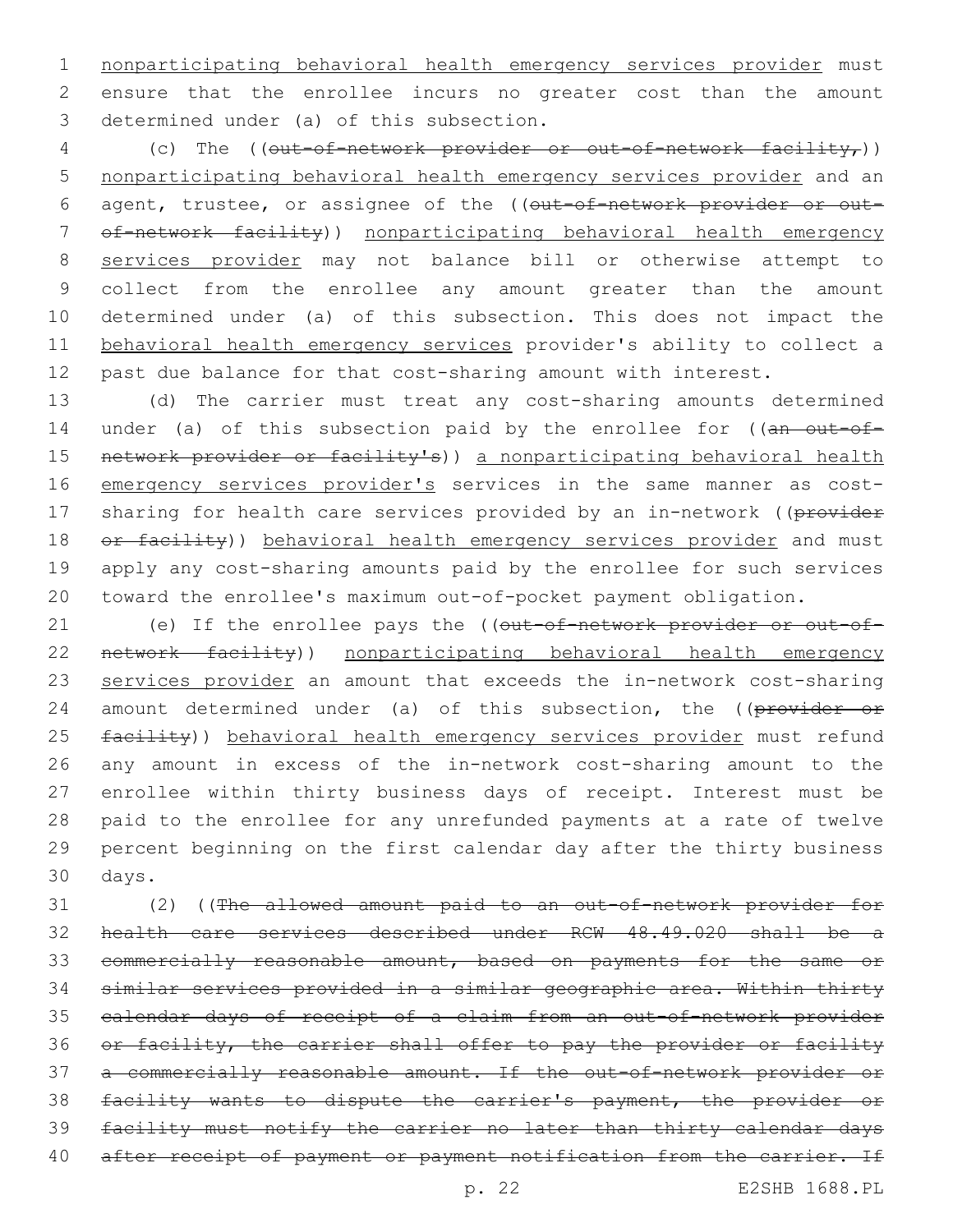nonparticipating behavioral health emergency services provider must ensure that the enrollee incurs no greater cost than the amount determined under (a) of this subsection.

(c) The ((~~out-of-network provider or out-of-network facility,~~)) nonparticipating behavioral health emergency services provider and an agent, trustee, or assignee of the ((~~out-of-network provider or out-of-network facility~~)) nonparticipating behavioral health emergency services provider may not balance bill or otherwise attempt to collect from the enrollee any amount greater than the amount determined under (a) of this subsection. This does not impact the behavioral health emergency services provider's ability to collect a past due balance for that cost-sharing amount with interest.

(d) The carrier must treat any cost-sharing amounts determined under (a) of this subsection paid by the enrollee for ((~~an out-of-network provider or facility's~~)) a nonparticipating behavioral health emergency services provider's services in the same manner as cost-sharing for health care services provided by an in-network ((~~provider or facility~~)) behavioral health emergency services provider and must apply any cost-sharing amounts paid by the enrollee for such services toward the enrollee's maximum out-of-pocket payment obligation.

(e) If the enrollee pays the ((~~out-of-network provider or out-of-network facility~~)) nonparticipating behavioral health emergency services provider an amount that exceeds the in-network cost-sharing amount determined under (a) of this subsection, the ((~~provider or facility~~)) behavioral health emergency services provider must refund any amount in excess of the in-network cost-sharing amount to the enrollee within thirty business days of receipt. Interest must be paid to the enrollee for any unrefunded payments at a rate of twelve percent beginning on the first calendar day after the thirty business days.

(2) ((~~The allowed amount paid to an out-of-network provider for health care services described under RCW 48.49.020 shall be a commercially reasonable amount, based on payments for the same or similar services provided in a similar geographic area. Within thirty calendar days of receipt of a claim from an out-of-network provider or facility, the carrier shall offer to pay the provider or facility a commercially reasonable amount. If the out-of-network provider or facility wants to dispute the carrier's payment, the provider or facility must notify the carrier no later than thirty calendar days after receipt of payment or payment notification from the carrier. If~~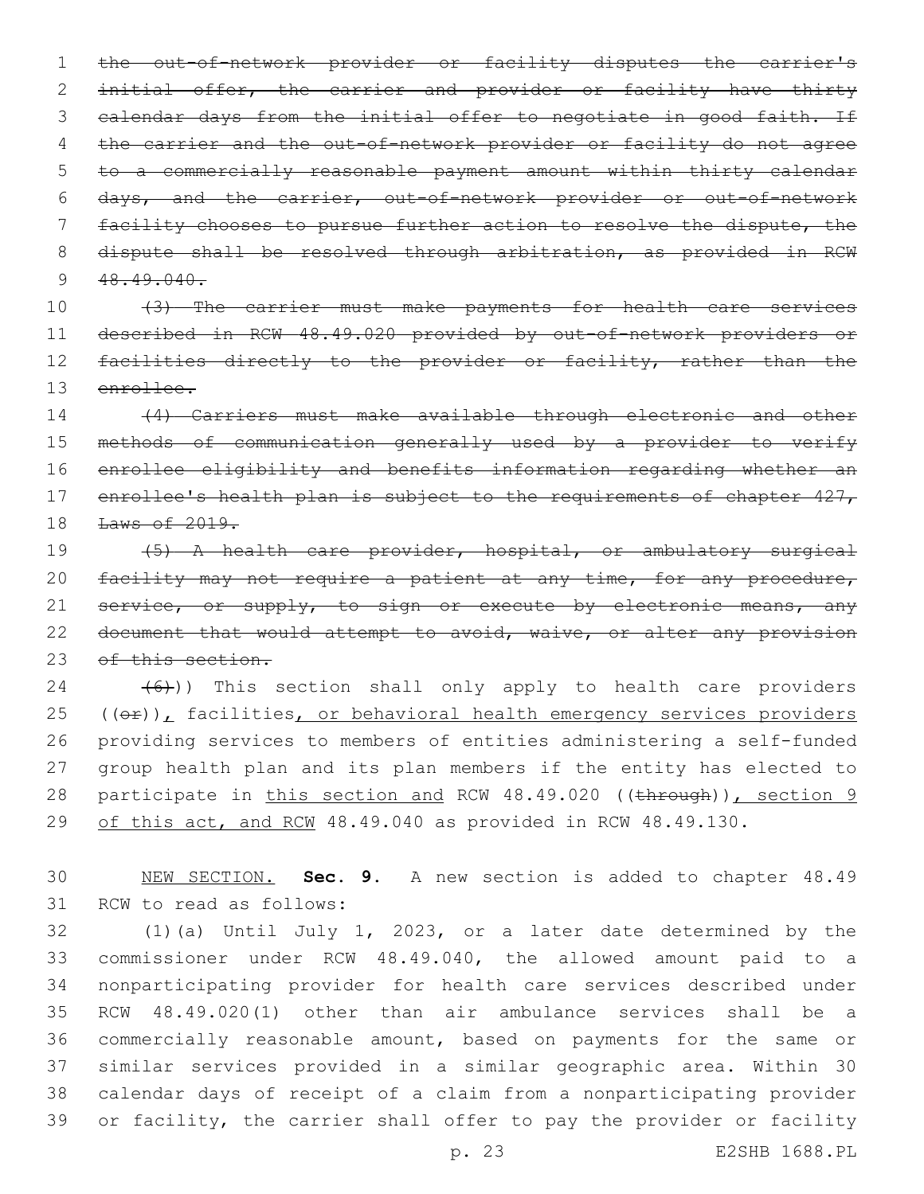~~the out-of-network provider or facility disputes the carrier's initial offer, the carrier and provider or facility have thirty calendar days from the initial offer to negotiate in good faith. If the carrier and the out-of-network provider or facility do not agree to a commercially reasonable payment amount within thirty calendar days, and the carrier, out-of-network provider or out-of-network facility chooses to pursue further action to resolve the dispute, the dispute shall be resolved through arbitration, as provided in RCW 48.49.040.~~

~~(3) The carrier must make payments for health care services described in RCW 48.49.020 provided by out-of-network providers or facilities directly to the provider or facility, rather than the enrollee.~~

~~(4) Carriers must make available through electronic and other methods of communication generally used by a provider to verify enrollee eligibility and benefits information regarding whether an enrollee's health plan is subject to the requirements of chapter 427, Laws of 2019.~~

~~(5) A health care provider, hospital, or ambulatory surgical facility may not require a patient at any time, for any procedure, service, or supply, to sign or execute by electronic means, any document that would attempt to avoid, waive, or alter any provision of this section.~~

~~(6)~~)) This section shall only apply to health care providers ((~~or~~)), facilities, or behavioral health emergency services providers providing services to members of entities administering a self-funded group health plan and its plan members if the entity has elected to participate in this section and RCW 48.49.020 ((~~through~~)), section 9 of this act, and RCW 48.49.040 as provided in RCW 48.49.130.

NEW SECTION. **Sec. 9.** A new section is added to chapter 48.49 RCW to read as follows:

(1)(a) Until July 1, 2023, or a later date determined by the commissioner under RCW 48.49.040, the allowed amount paid to a nonparticipating provider for health care services described under RCW 48.49.020(1) other than air ambulance services shall be a commercially reasonable amount, based on payments for the same or similar services provided in a similar geographic area. Within 30 calendar days of receipt of a claim from a nonparticipating provider or facility, the carrier shall offer to pay the provider or facility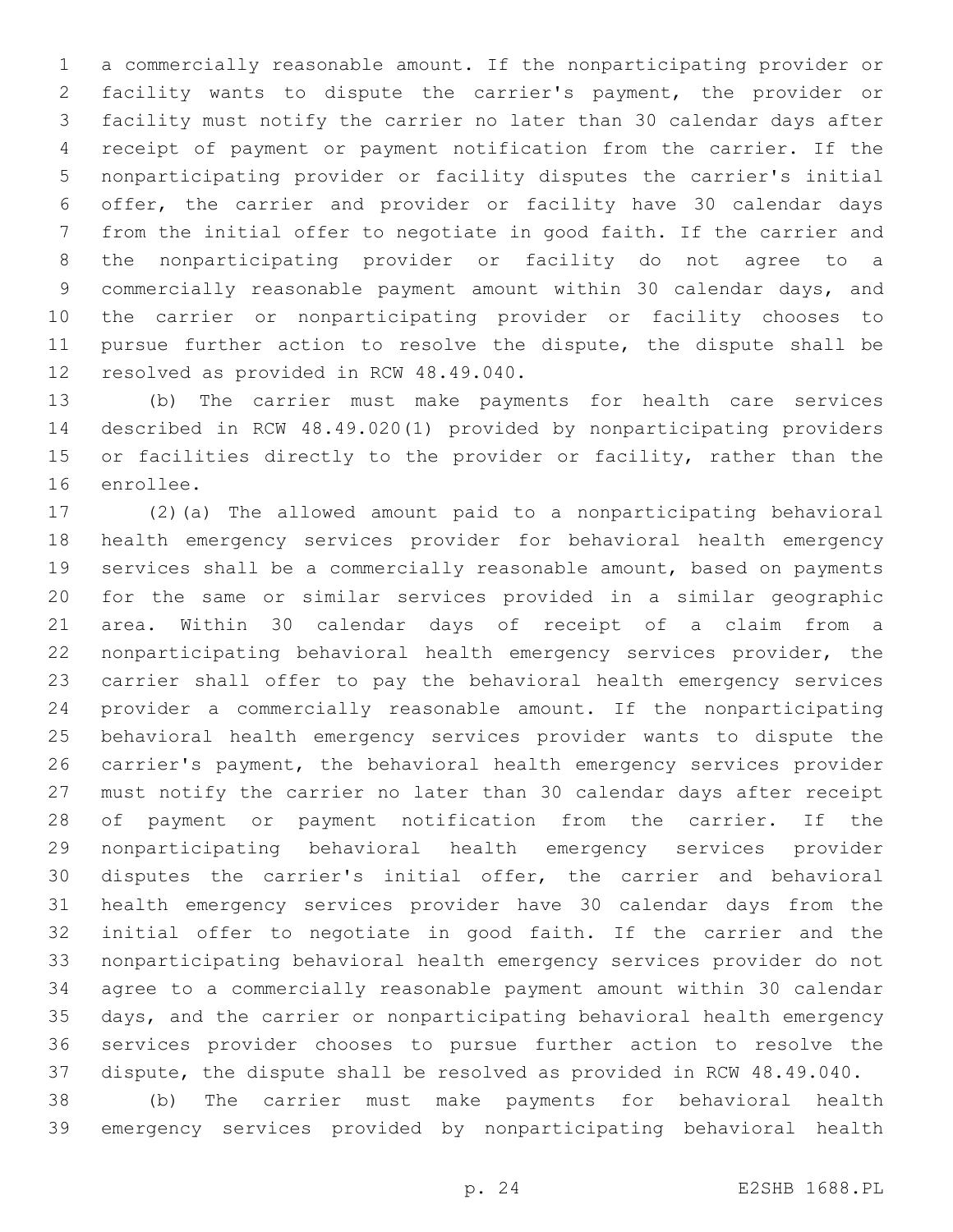a commercially reasonable amount. If the nonparticipating provider or facility wants to dispute the carrier's payment, the provider or facility must notify the carrier no later than 30 calendar days after receipt of payment or payment notification from the carrier. If the nonparticipating provider or facility disputes the carrier's initial offer, the carrier and provider or facility have 30 calendar days from the initial offer to negotiate in good faith. If the carrier and the nonparticipating provider or facility do not agree to a commercially reasonable payment amount within 30 calendar days, and the carrier or nonparticipating provider or facility chooses to pursue further action to resolve the dispute, the dispute shall be resolved as provided in RCW 48.49.040.

(b) The carrier must make payments for health care services described in RCW 48.49.020(1) provided by nonparticipating providers or facilities directly to the provider or facility, rather than the enrollee.

(2)(a) The allowed amount paid to a nonparticipating behavioral health emergency services provider for behavioral health emergency services shall be a commercially reasonable amount, based on payments for the same or similar services provided in a similar geographic area. Within 30 calendar days of receipt of a claim from a nonparticipating behavioral health emergency services provider, the carrier shall offer to pay the behavioral health emergency services provider a commercially reasonable amount. If the nonparticipating behavioral health emergency services provider wants to dispute the carrier's payment, the behavioral health emergency services provider must notify the carrier no later than 30 calendar days after receipt of payment or payment notification from the carrier. If the nonparticipating behavioral health emergency services provider disputes the carrier's initial offer, the carrier and behavioral health emergency services provider have 30 calendar days from the initial offer to negotiate in good faith. If the carrier and the nonparticipating behavioral health emergency services provider do not agree to a commercially reasonable payment amount within 30 calendar days, and the carrier or nonparticipating behavioral health emergency services provider chooses to pursue further action to resolve the dispute, the dispute shall be resolved as provided in RCW 48.49.040.

(b) The carrier must make payments for behavioral health emergency services provided by nonparticipating behavioral health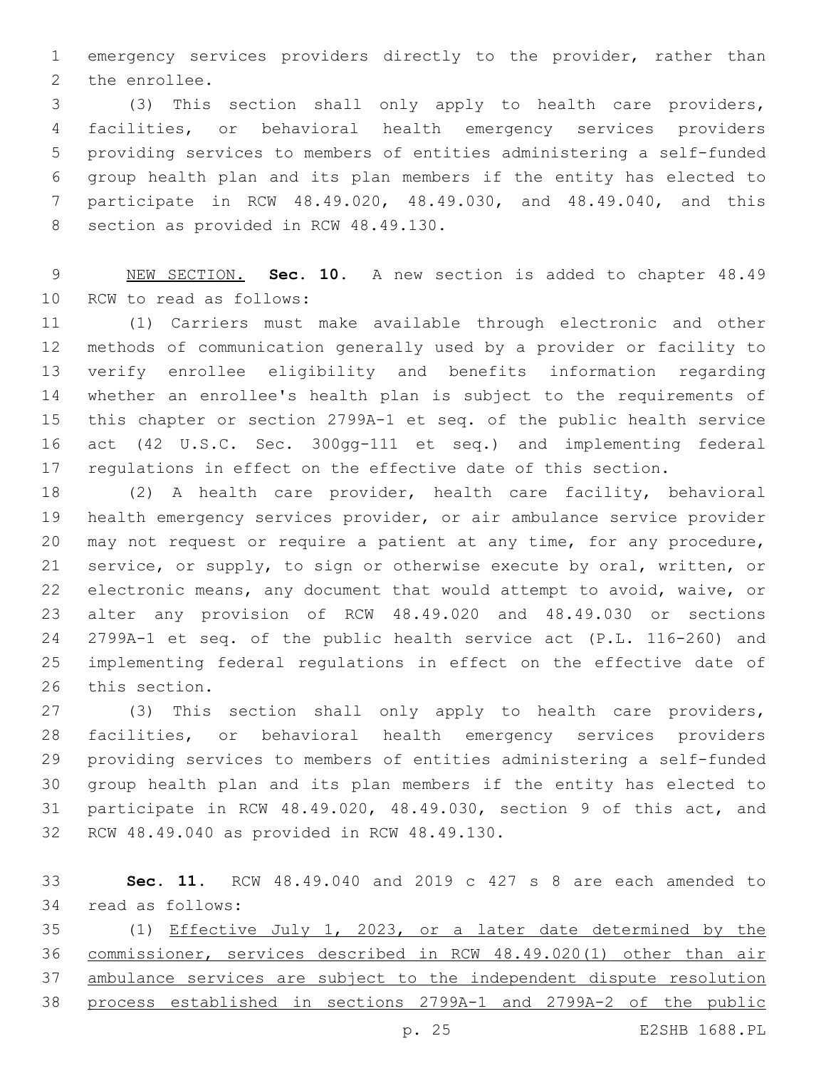emergency services providers directly to the provider, rather than the enrollee.

(3) This section shall only apply to health care providers, facilities, or behavioral health emergency services providers providing services to members of entities administering a self-funded group health plan and its plan members if the entity has elected to participate in RCW 48.49.020, 48.49.030, and 48.49.040, and this section as provided in RCW 48.49.130.

NEW SECTION. **Sec. 10.** A new section is added to chapter 48.49 RCW to read as follows:

(1) Carriers must make available through electronic and other methods of communication generally used by a provider or facility to verify enrollee eligibility and benefits information regarding whether an enrollee's health plan is subject to the requirements of this chapter or section 2799A-1 et seq. of the public health service act (42 U.S.C. Sec. 300gg-111 et seq.) and implementing federal regulations in effect on the effective date of this section.

(2) A health care provider, health care facility, behavioral health emergency services provider, or air ambulance service provider may not request or require a patient at any time, for any procedure, service, or supply, to sign or otherwise execute by oral, written, or electronic means, any document that would attempt to avoid, waive, or alter any provision of RCW 48.49.020 and 48.49.030 or sections 2799A-1 et seq. of the public health service act (P.L. 116-260) and implementing federal regulations in effect on the effective date of this section.

(3) This section shall only apply to health care providers, facilities, or behavioral health emergency services providers providing services to members of entities administering a self-funded group health plan and its plan members if the entity has elected to participate in RCW 48.49.020, 48.49.030, section 9 of this act, and RCW 48.49.040 as provided in RCW 48.49.130.

**Sec. 11.** RCW 48.49.040 and 2019 c 427 s 8 are each amended to read as follows:

(1) <u>Effective July 1, 2023, or a later date determined by the commissioner, services described in RCW 48.49.020(1) other than air ambulance services are subject to the independent dispute resolution process established in sections 2799A-1 and 2799A-2 of the public</u>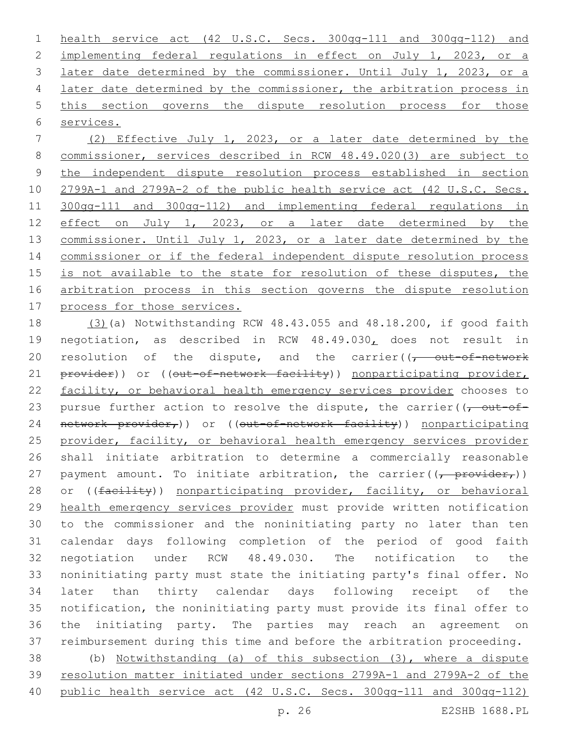health service act (42 U.S.C. Secs. 300gg-111 and 300gg-112) and implementing federal regulations in effect on July 1, 2023, or a later date determined by the commissioner. Until July 1, 2023, or a later date determined by the commissioner, the arbitration process in this section governs the dispute resolution process for those services.

(2) Effective July 1, 2023, or a later date determined by the commissioner, services described in RCW 48.49.020(3) are subject to the independent dispute resolution process established in section 2799A-1 and 2799A-2 of the public health service act (42 U.S.C. Secs. 300gg-111 and 300gg-112) and implementing federal regulations in effect on July 1, 2023, or a later date determined by the commissioner. Until July 1, 2023, or a later date determined by the commissioner or if the federal independent dispute resolution process is not available to the state for resolution of these disputes, the arbitration process in this section governs the dispute resolution process for those services.

(3)(a) Notwithstanding RCW 48.43.055 and 48.18.200, if good faith negotiation, as described in RCW 48.49.030, does not result in resolution of the dispute, and the carrier((~~, out-of-network provider~~)) or ((~~out-of-network facility~~)) nonparticipating provider, facility, or behavioral health emergency services provider chooses to pursue further action to resolve the dispute, the carrier((~~, out-of-network provider,~~)) or ((~~out-of-network facility~~)) nonparticipating provider, facility, or behavioral health emergency services provider shall initiate arbitration to determine a commercially reasonable payment amount. To initiate arbitration, the carrier((~~, provider,~~)) or ((~~facility~~)) nonparticipating provider, facility, or behavioral health emergency services provider must provide written notification to the commissioner and the noninitiating party no later than ten calendar days following completion of the period of good faith negotiation under RCW 48.49.030. The notification to the noninitiating party must state the initiating party's final offer. No later than thirty calendar days following receipt of the notification, the noninitiating party must provide its final offer to the initiating party. The parties may reach an agreement on reimbursement during this time and before the arbitration proceeding.

(b) Notwithstanding (a) of this subsection (3), where a dispute resolution matter initiated under sections 2799A-1 and 2799A-2 of the public health service act (42 U.S.C. Secs. 300gg-111 and 300gg-112)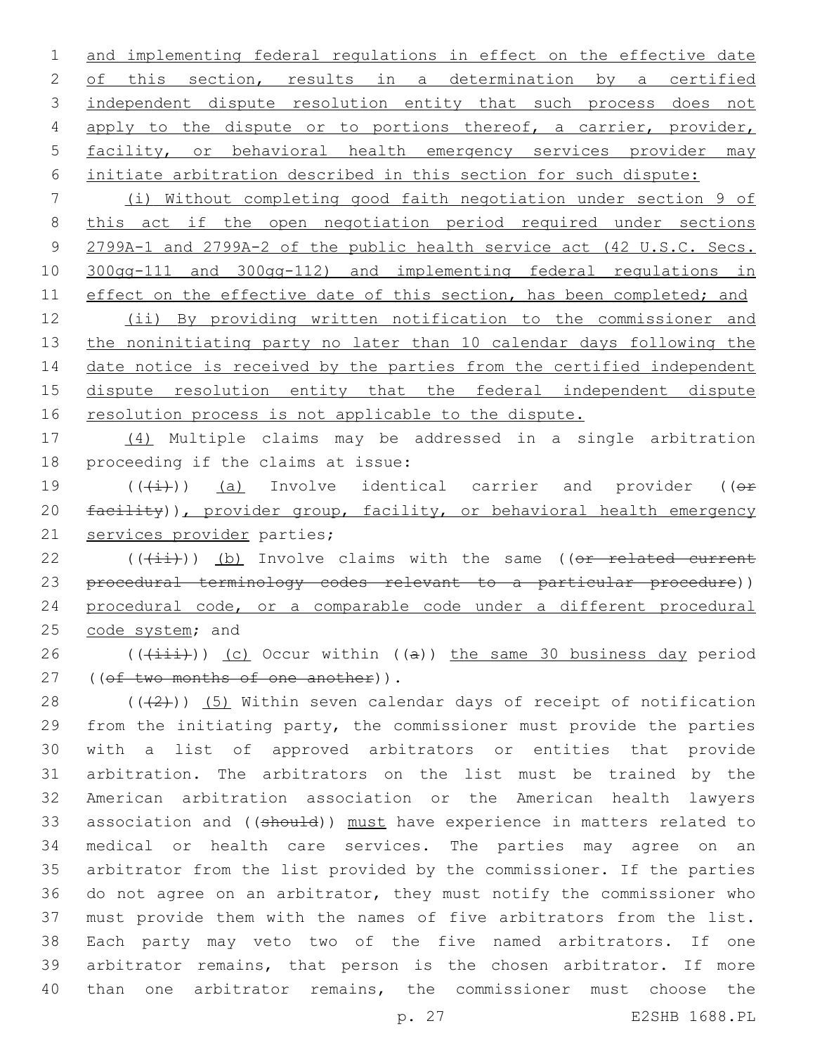and implementing federal regulations in effect on the effective date of this section, results in a determination by a certified independent dispute resolution entity that such process does not apply to the dispute or to portions thereof, a carrier, provider, facility, or behavioral health emergency services provider may initiate arbitration described in this section for such dispute:

(i) Without completing good faith negotiation under section 9 of this act if the open negotiation period required under sections 2799A-1 and 2799A-2 of the public health service act (42 U.S.C. Secs. 300gg-111 and 300gg-112) and implementing federal regulations in effect on the effective date of this section, has been completed; and

(ii) By providing written notification to the commissioner and the noninitiating party no later than 10 calendar days following the date notice is received by the parties from the certified independent dispute resolution entity that the federal independent dispute resolution process is not applicable to the dispute.

(4) Multiple claims may be addressed in a single arbitration proceeding if the claims at issue:

(((i))) (a) Involve identical carrier and provider ((or facility)), provider group, facility, or behavioral health emergency services provider parties;

(((ii))) (b) Involve claims with the same ((or related current procedural terminology codes relevant to a particular procedure)) procedural code, or a comparable code under a different procedural code system; and

(((iii))) (c) Occur within ((a)) the same 30 business day period ((of two months of one another)).

(((2))) (5) Within seven calendar days of receipt of notification from the initiating party, the commissioner must provide the parties with a list of approved arbitrators or entities that provide arbitration. The arbitrators on the list must be trained by the American arbitration association or the American health lawyers association and ((should)) must have experience in matters related to medical or health care services. The parties may agree on an arbitrator from the list provided by the commissioner. If the parties do not agree on an arbitrator, they must notify the commissioner who must provide them with the names of five arbitrators from the list. Each party may veto two of the five named arbitrators. If one arbitrator remains, that person is the chosen arbitrator. If more than one arbitrator remains, the commissioner must choose the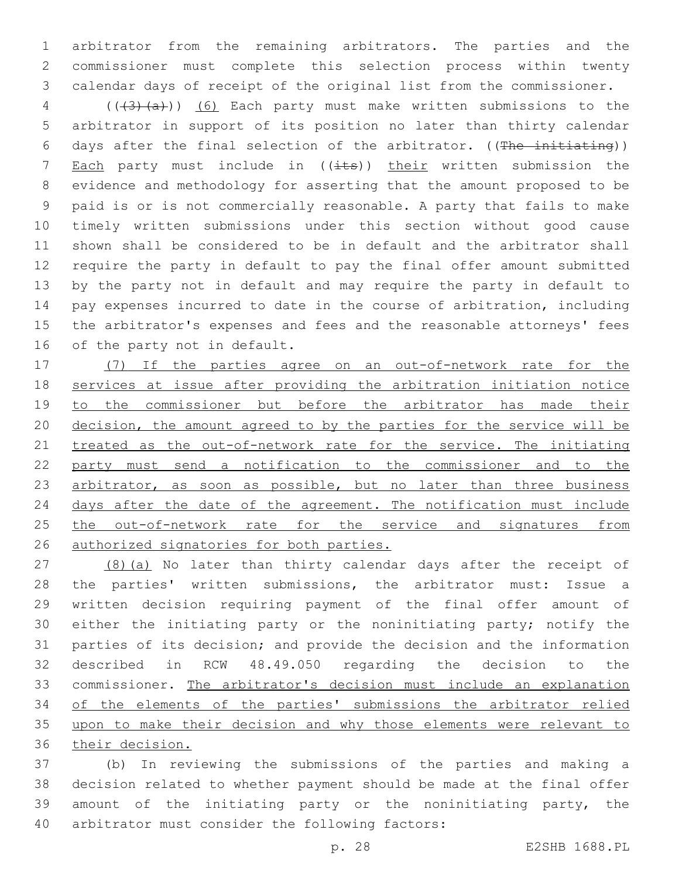arbitrator from the remaining arbitrators. The parties and the commissioner must complete this selection process within twenty calendar days of receipt of the original list from the commissioner.

((~~(3)(a)~~)) (6) Each party must make written submissions to the arbitrator in support of its position no later than thirty calendar days after the final selection of the arbitrator. ((~~The initiating~~)) Each party must include in ((~~its~~)) their written submission the evidence and methodology for asserting that the amount proposed to be paid is or is not commercially reasonable. A party that fails to make timely written submissions under this section without good cause shown shall be considered to be in default and the arbitrator shall require the party in default to pay the final offer amount submitted by the party not in default and may require the party in default to pay expenses incurred to date in the course of arbitration, including the arbitrator's expenses and fees and the reasonable attorneys' fees of the party not in default.

(7) If the parties agree on an out-of-network rate for the services at issue after providing the arbitration initiation notice to the commissioner but before the arbitrator has made their decision, the amount agreed to by the parties for the service will be treated as the out-of-network rate for the service. The initiating party must send a notification to the commissioner and to the arbitrator, as soon as possible, but no later than three business days after the date of the agreement. The notification must include the out-of-network rate for the service and signatures from authorized signatories for both parties.

(8)(a) No later than thirty calendar days after the receipt of the parties' written submissions, the arbitrator must: Issue a written decision requiring payment of the final offer amount of either the initiating party or the noninitiating party; notify the parties of its decision; and provide the decision and the information described in RCW 48.49.050 regarding the decision to the commissioner. The arbitrator's decision must include an explanation of the elements of the parties' submissions the arbitrator relied upon to make their decision and why those elements were relevant to their decision.

(b) In reviewing the submissions of the parties and making a decision related to whether payment should be made at the final offer amount of the initiating party or the noninitiating party, the arbitrator must consider the following factors: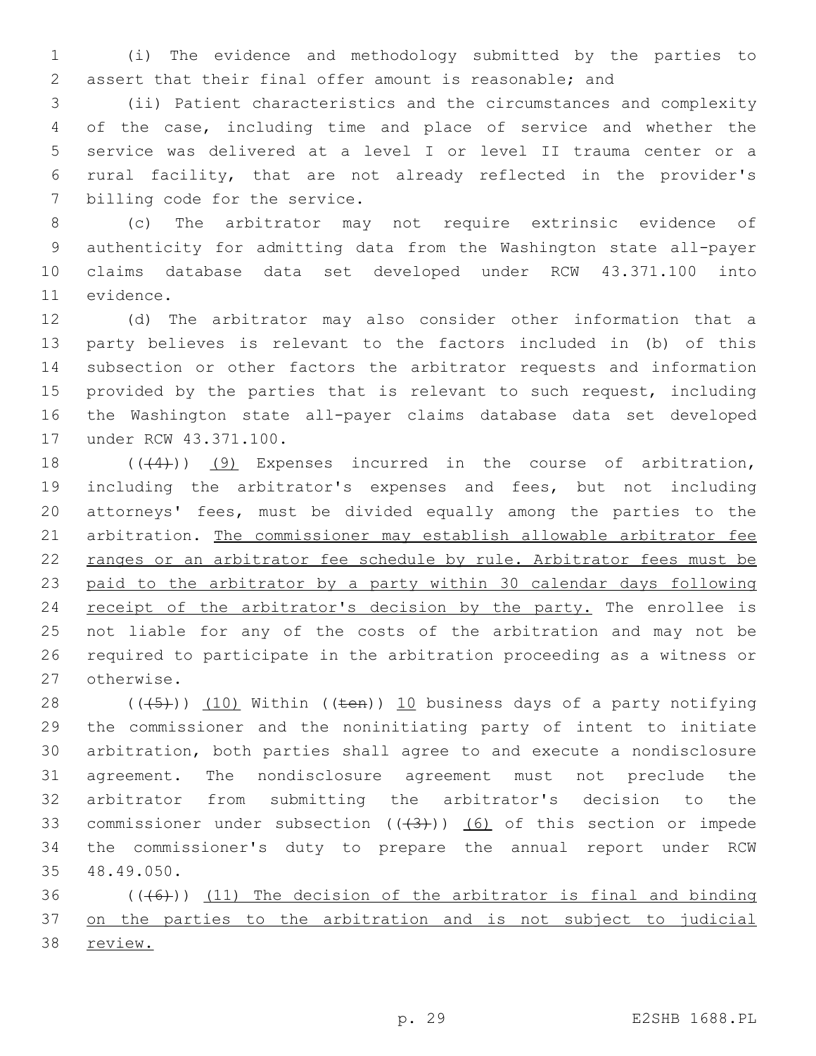(i) The evidence and methodology submitted by the parties to assert that their final offer amount is reasonable; and

(ii) Patient characteristics and the circumstances and complexity of the case, including time and place of service and whether the service was delivered at a level I or level II trauma center or a rural facility, that are not already reflected in the provider's billing code for the service.

(c) The arbitrator may not require extrinsic evidence of authenticity for admitting data from the Washington state all-payer claims database data set developed under RCW 43.371.100 into evidence.

(d) The arbitrator may also consider other information that a party believes is relevant to the factors included in (b) of this subsection or other factors the arbitrator requests and information provided by the parties that is relevant to such request, including the Washington state all-payer claims database data set developed under RCW 43.371.100.

(((4))) (9) Expenses incurred in the course of arbitration, including the arbitrator's expenses and fees, but not including attorneys' fees, must be divided equally among the parties to the arbitration. The commissioner may establish allowable arbitrator fee ranges or an arbitrator fee schedule by rule. Arbitrator fees must be paid to the arbitrator by a party within 30 calendar days following receipt of the arbitrator's decision by the party. The enrollee is not liable for any of the costs of the arbitration and may not be required to participate in the arbitration proceeding as a witness or otherwise.

(((5))) (10) Within ((ten)) 10 business days of a party notifying the commissioner and the noninitiating party of intent to initiate arbitration, both parties shall agree to and execute a nondisclosure agreement. The nondisclosure agreement must not preclude the arbitrator from submitting the arbitrator's decision to the commissioner under subsection (((3))) (6) of this section or impede the commissioner's duty to prepare the annual report under RCW 48.49.050.

(((6))) (11) The decision of the arbitrator is final and binding on the parties to the arbitration and is not subject to judicial review.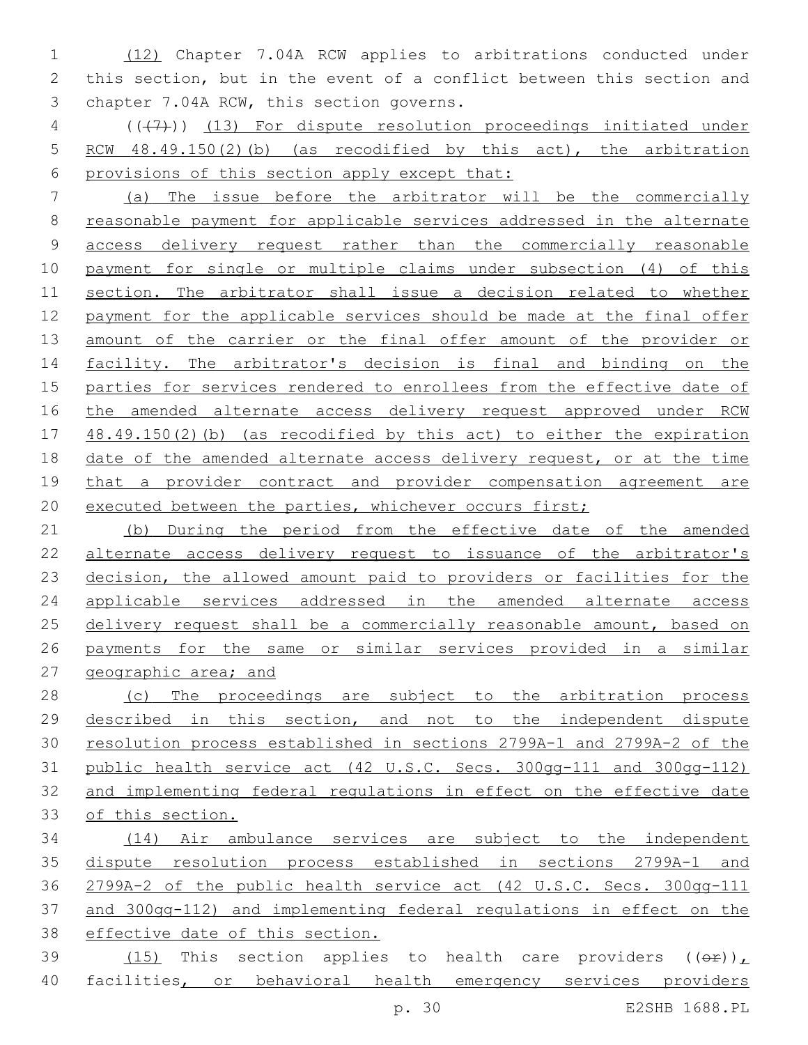(12) Chapter 7.04A RCW applies to arbitrations conducted under this section, but in the event of a conflict between this section and chapter 7.04A RCW, this section governs.

(((7))) (13) For dispute resolution proceedings initiated under RCW 48.49.150(2)(b) (as recodified by this act), the arbitration provisions of this section apply except that:

(a) The issue before the arbitrator will be the commercially reasonable payment for applicable services addressed in the alternate access delivery request rather than the commercially reasonable payment for single or multiple claims under subsection (4) of this section. The arbitrator shall issue a decision related to whether payment for the applicable services should be made at the final offer amount of the carrier or the final offer amount of the provider or facility. The arbitrator's decision is final and binding on the parties for services rendered to enrollees from the effective date of the amended alternate access delivery request approved under RCW 48.49.150(2)(b) (as recodified by this act) to either the expiration date of the amended alternate access delivery request, or at the time that a provider contract and provider compensation agreement are executed between the parties, whichever occurs first;

(b) During the period from the effective date of the amended alternate access delivery request to issuance of the arbitrator's decision, the allowed amount paid to providers or facilities for the applicable services addressed in the amended alternate access delivery request shall be a commercially reasonable amount, based on payments for the same or similar services provided in a similar geographic area; and

(c) The proceedings are subject to the arbitration process described in this section, and not to the independent dispute resolution process established in sections 2799A-1 and 2799A-2 of the public health service act (42 U.S.C. Secs. 300gg-111 and 300gg-112) and implementing federal regulations in effect on the effective date of this section.

(14) Air ambulance services are subject to the independent dispute resolution process established in sections 2799A-1 and 2799A-2 of the public health service act (42 U.S.C. Secs. 300gg-111 and 300gg-112) and implementing federal regulations in effect on the effective date of this section.

(15) This section applies to health care providers ((or)), facilities, or behavioral health emergency services providers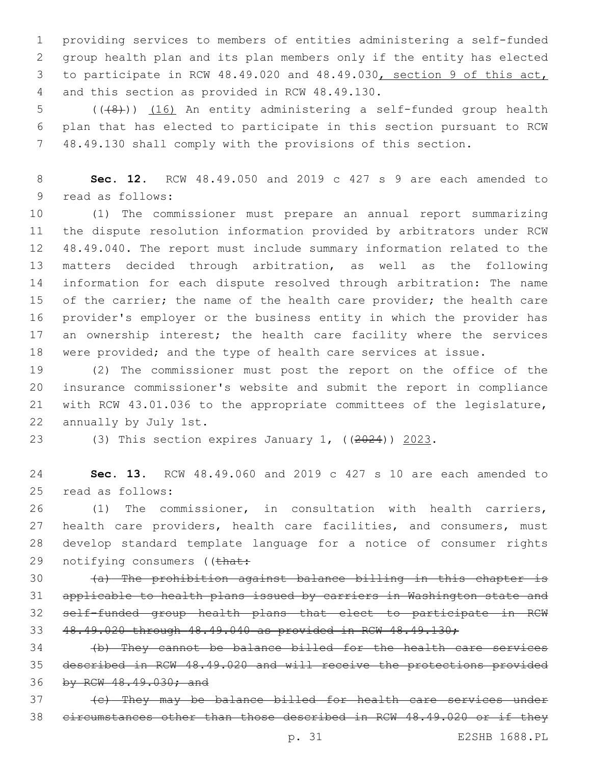providing services to members of entities administering a self-funded group health plan and its plan members only if the entity has elected to participate in RCW 48.49.020 and 48.49.030, section 9 of this act, and this section as provided in RCW 48.49.130.

((~~(8)~~)) (16) An entity administering a self-funded group health plan that has elected to participate in this section pursuant to RCW 48.49.130 shall comply with the provisions of this section.

**Sec. 12.** RCW 48.49.050 and 2019 c 427 s 9 are each amended to read as follows:

(1) The commissioner must prepare an annual report summarizing the dispute resolution information provided by arbitrators under RCW 48.49.040. The report must include summary information related to the matters decided through arbitration, as well as the following information for each dispute resolved through arbitration: The name of the carrier; the name of the health care provider; the health care provider's employer or the business entity in which the provider has an ownership interest; the health care facility where the services were provided; and the type of health care services at issue.

(2) The commissioner must post the report on the office of the insurance commissioner's website and submit the report in compliance with RCW 43.01.036 to the appropriate committees of the legislature, annually by July 1st.

(3) This section expires January 1, ((~~2024~~)) 2023.

**Sec. 13.** RCW 48.49.060 and 2019 c 427 s 10 are each amended to read as follows:

(1) The commissioner, in consultation with health carriers, health care providers, health care facilities, and consumers, must develop standard template language for a notice of consumer rights notifying consumers ((~~that:~~

~~(a) The prohibition against balance billing in this chapter is applicable to health plans issued by carriers in Washington state and self-funded group health plans that elect to participate in RCW 48.49.020 through 48.49.040 as provided in RCW 48.49.130;~~

~~(b) They cannot be balance billed for the health care services described in RCW 48.49.020 and will receive the protections provided by RCW 48.49.030; and~~

~~(c) They may be balance billed for health care services under circumstances other than those described in RCW 48.49.020 or if they~~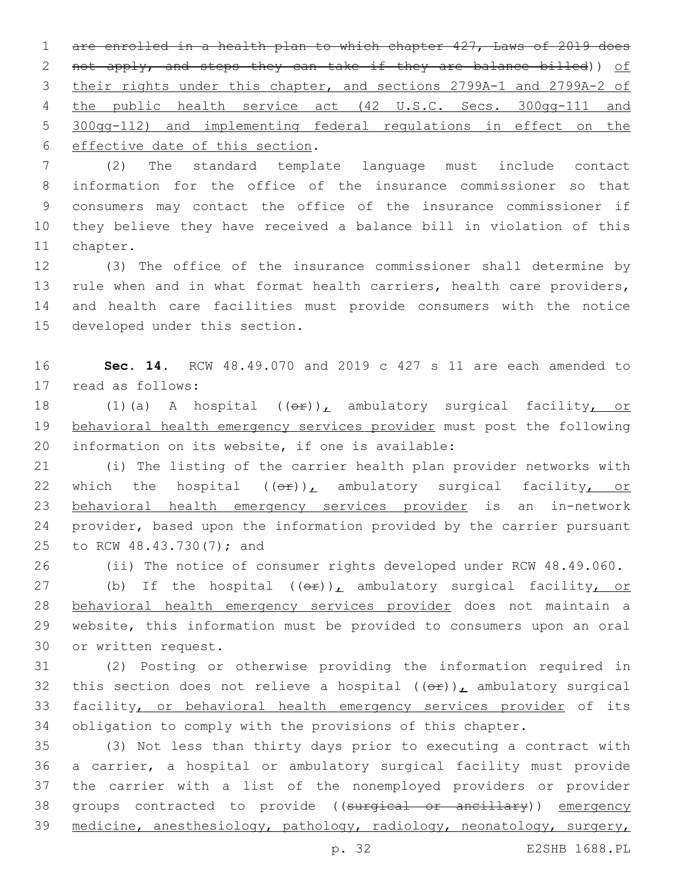~~are enrolled in a health plan to which chapter 427, Laws of 2019 does not apply, and steps they can take if they are balance billed~~)) <u>of their rights under this chapter, and sections 2799A-1 and 2799A-2 of the public health service act (42 U.S.C. Secs. 300gg-111 and 300gg-112) and implementing federal regulations in effect on the effective date of this section</u>.

(2) The standard template language must include contact information for the office of the insurance commissioner so that consumers may contact the office of the insurance commissioner if they believe they have received a balance bill in violation of this chapter.

(3) The office of the insurance commissioner shall determine by rule when and in what format health carriers, health care providers, and health care facilities must provide consumers with the notice developed under this section.

**Sec. 14.** RCW 48.49.070 and 2019 c 427 s 11 are each amended to read as follows:

(1)(a) A hospital ((~~or~~))<u>,</u> ambulatory surgical facility<u>, or behavioral health emergency services provider</u> must post the following information on its website, if one is available:

(i) The listing of the carrier health plan provider networks with which the hospital ((~~or~~))<u>,</u> ambulatory surgical facility<u>, or behavioral health emergency services provider</u> is an in-network provider, based upon the information provided by the carrier pursuant to RCW 48.43.730(7); and

(ii) The notice of consumer rights developed under RCW 48.49.060.

(b) If the hospital ((~~or~~))<u>,</u> ambulatory surgical facility<u>, or behavioral health emergency services provider</u> does not maintain a website, this information must be provided to consumers upon an oral or written request.

(2) Posting or otherwise providing the information required in this section does not relieve a hospital ((~~or~~))<u>,</u> ambulatory surgical facility<u>, or behavioral health emergency services provider</u> of its obligation to comply with the provisions of this chapter.

(3) Not less than thirty days prior to executing a contract with a carrier, a hospital or ambulatory surgical facility must provide the carrier with a list of the nonemployed providers or provider groups contracted to provide ((~~surgical or ancillary~~)) <u>emergency medicine, anesthesiology, pathology, radiology, neonatology, surgery,</u>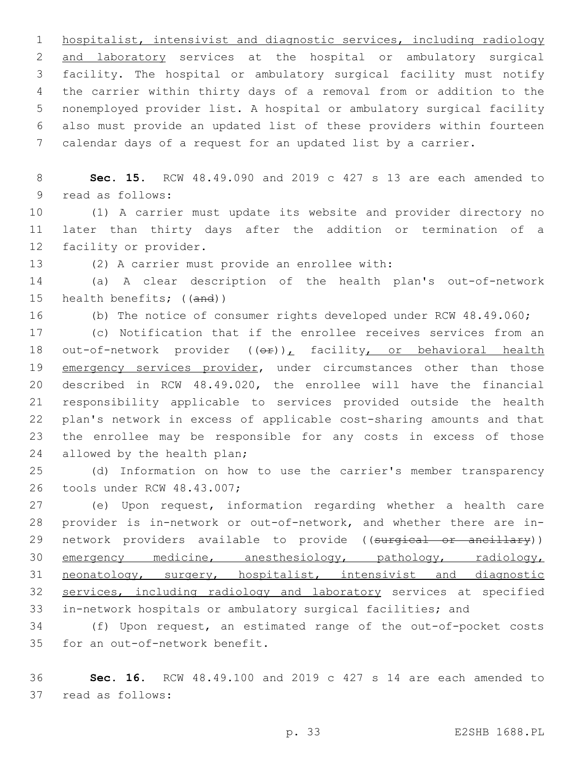hospitalist, intensivist and diagnostic services, including radiology and laboratory services at the hospital or ambulatory surgical facility. The hospital or ambulatory surgical facility must notify the carrier within thirty days of a removal from or addition to the nonemployed provider list. A hospital or ambulatory surgical facility also must provide an updated list of these providers within fourteen calendar days of a request for an updated list by a carrier.

**Sec. 15.** RCW 48.49.090 and 2019 c 427 s 13 are each amended to read as follows:

(1) A carrier must update its website and provider directory no later than thirty days after the addition or termination of a facility or provider.

(2) A carrier must provide an enrollee with:

(a) A clear description of the health plan's out-of-network health benefits; ((~~and~~))

(b) The notice of consumer rights developed under RCW 48.49.060;

(c) Notification that if the enrollee receives services from an out-of-network provider ((~~or~~)), facility, or behavioral health emergency services provider, under circumstances other than those described in RCW 48.49.020, the enrollee will have the financial responsibility applicable to services provided outside the health plan's network in excess of applicable cost-sharing amounts and that the enrollee may be responsible for any costs in excess of those allowed by the health plan;

(d) Information on how to use the carrier's member transparency tools under RCW 48.43.007;

(e) Upon request, information regarding whether a health care provider is in-network or out-of-network, and whether there are in-network providers available to provide ((~~surgical or ancillary~~)) emergency medicine, anesthesiology, pathology, radiology, neonatology, surgery, hospitalist, intensivist and diagnostic services, including radiology and laboratory services at specified in-network hospitals or ambulatory surgical facilities; and

(f) Upon request, an estimated range of the out-of-pocket costs for an out-of-network benefit.

**Sec. 16.** RCW 48.49.100 and 2019 c 427 s 14 are each amended to read as follows: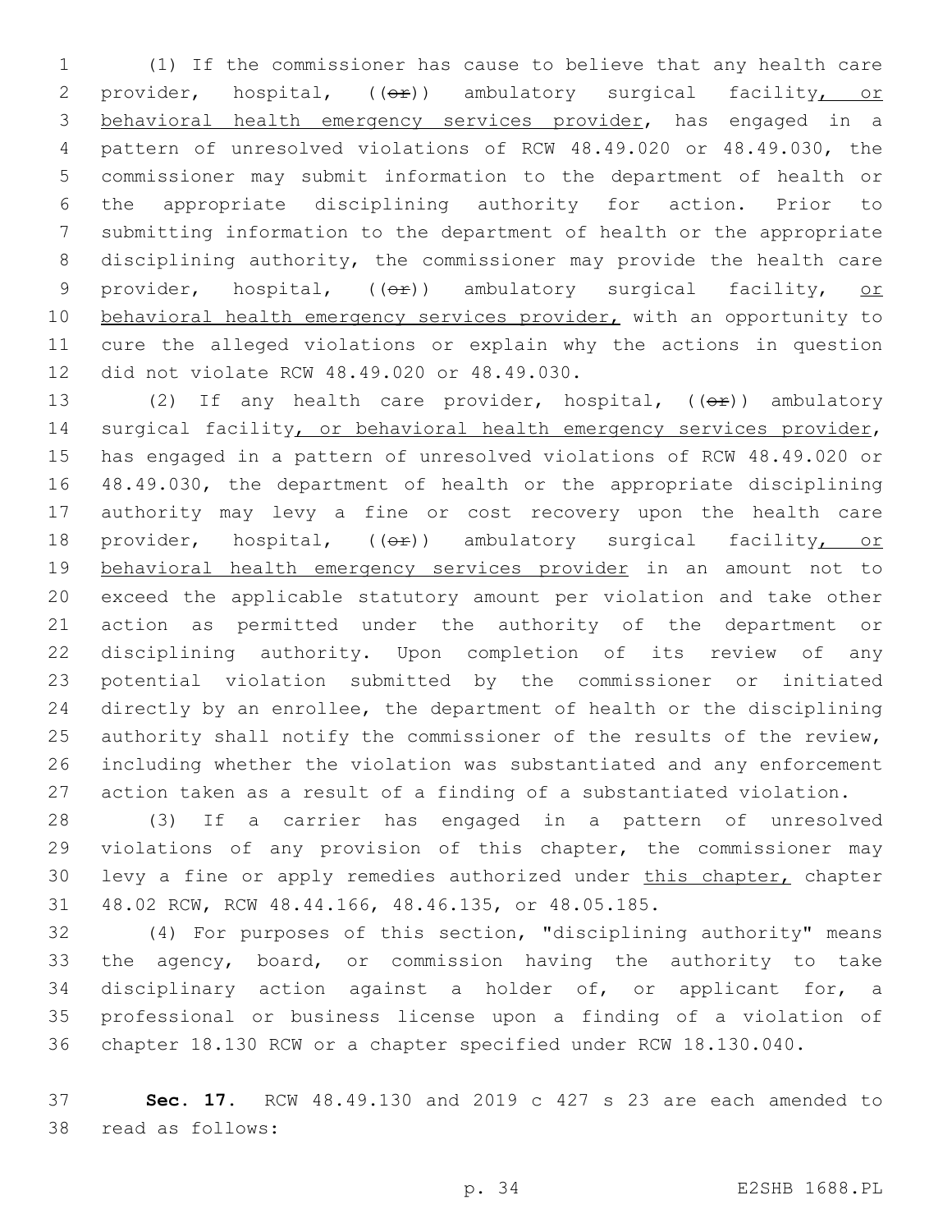(1) If the commissioner has cause to believe that any health care provider, hospital, ((or)) ambulatory surgical facility, or behavioral health emergency services provider, has engaged in a pattern of unresolved violations of RCW 48.49.020 or 48.49.030, the commissioner may submit information to the department of health or the appropriate disciplining authority for action. Prior to submitting information to the department of health or the appropriate disciplining authority, the commissioner may provide the health care provider, hospital, ((or)) ambulatory surgical facility, or behavioral health emergency services provider, with an opportunity to cure the alleged violations or explain why the actions in question did not violate RCW 48.49.020 or 48.49.030.

(2) If any health care provider, hospital, ((or)) ambulatory surgical facility, or behavioral health emergency services provider, has engaged in a pattern of unresolved violations of RCW 48.49.020 or 48.49.030, the department of health or the appropriate disciplining authority may levy a fine or cost recovery upon the health care provider, hospital, ((or)) ambulatory surgical facility, or behavioral health emergency services provider in an amount not to exceed the applicable statutory amount per violation and take other action as permitted under the authority of the department or disciplining authority. Upon completion of its review of any potential violation submitted by the commissioner or initiated directly by an enrollee, the department of health or the disciplining authority shall notify the commissioner of the results of the review, including whether the violation was substantiated and any enforcement action taken as a result of a finding of a substantiated violation.

(3) If a carrier has engaged in a pattern of unresolved violations of any provision of this chapter, the commissioner may levy a fine or apply remedies authorized under this chapter, chapter 48.02 RCW, RCW 48.44.166, 48.46.135, or 48.05.185.

(4) For purposes of this section, "disciplining authority" means the agency, board, or commission having the authority to take disciplinary action against a holder of, or applicant for, a professional or business license upon a finding of a violation of chapter 18.130 RCW or a chapter specified under RCW 18.130.040.

**Sec. 17.** RCW 48.49.130 and 2019 c 427 s 23 are each amended to read as follows: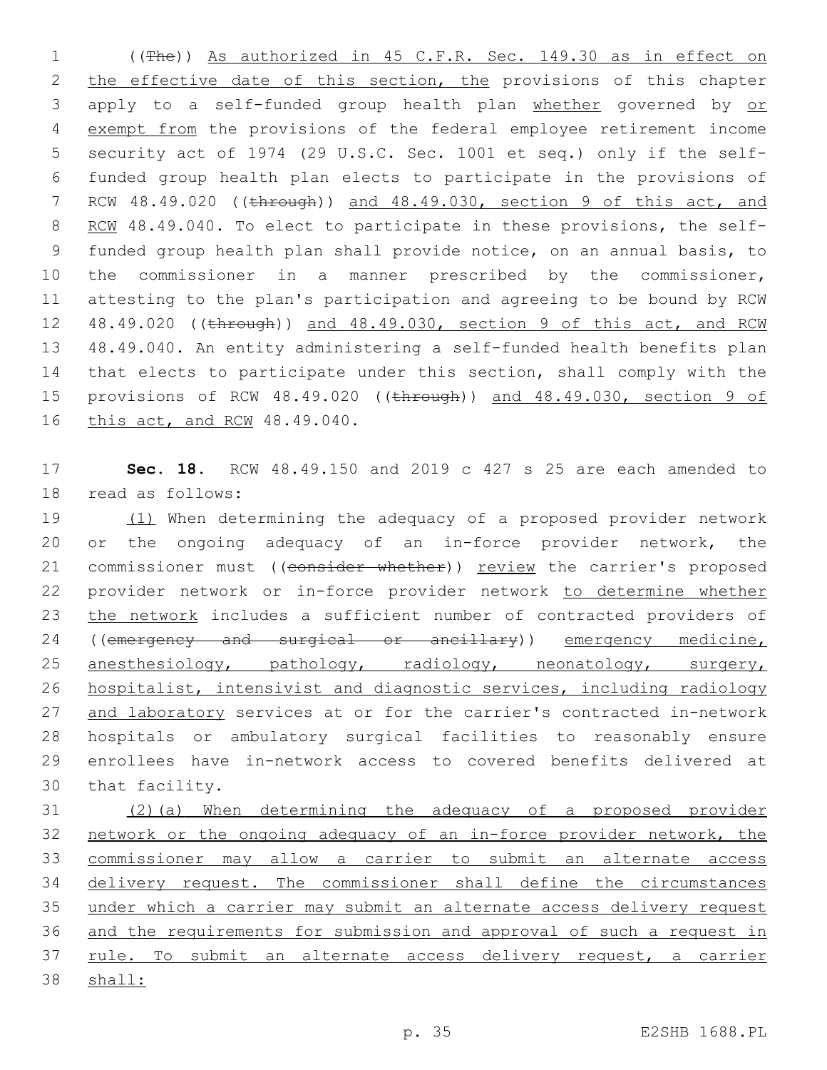((The)) As authorized in 45 C.F.R. Sec. 149.30 as in effect on the effective date of this section, the provisions of this chapter apply to a self-funded group health plan whether governed by or exempt from the provisions of the federal employee retirement income security act of 1974 (29 U.S.C. Sec. 1001 et seq.) only if the self-funded group health plan elects to participate in the provisions of RCW 48.49.020 ((through)) and 48.49.030, section 9 of this act, and RCW 48.49.040. To elect to participate in these provisions, the self-funded group health plan shall provide notice, on an annual basis, to the commissioner in a manner prescribed by the commissioner, attesting to the plan's participation and agreeing to be bound by RCW 48.49.020 ((through)) and 48.49.030, section 9 of this act, and RCW 48.49.040. An entity administering a self-funded health benefits plan that elects to participate under this section, shall comply with the provisions of RCW 48.49.020 ((through)) and 48.49.030, section 9 of this act, and RCW 48.49.040.

**Sec. 18.** RCW 48.49.150 and 2019 c 427 s 25 are each amended to read as follows:

(1) When determining the adequacy of a proposed provider network or the ongoing adequacy of an in-force provider network, the commissioner must ((consider whether)) review the carrier's proposed provider network or in-force provider network to determine whether the network includes a sufficient number of contracted providers of ((emergency and surgical or ancillary)) emergency medicine, anesthesiology, pathology, radiology, neonatology, surgery, hospitalist, intensivist and diagnostic services, including radiology and laboratory services at or for the carrier's contracted in-network hospitals or ambulatory surgical facilities to reasonably ensure enrollees have in-network access to covered benefits delivered at that facility.

(2)(a) When determining the adequacy of a proposed provider network or the ongoing adequacy of an in-force provider network, the commissioner may allow a carrier to submit an alternate access delivery request. The commissioner shall define the circumstances under which a carrier may submit an alternate access delivery request and the requirements for submission and approval of such a request in rule. To submit an alternate access delivery request, a carrier shall: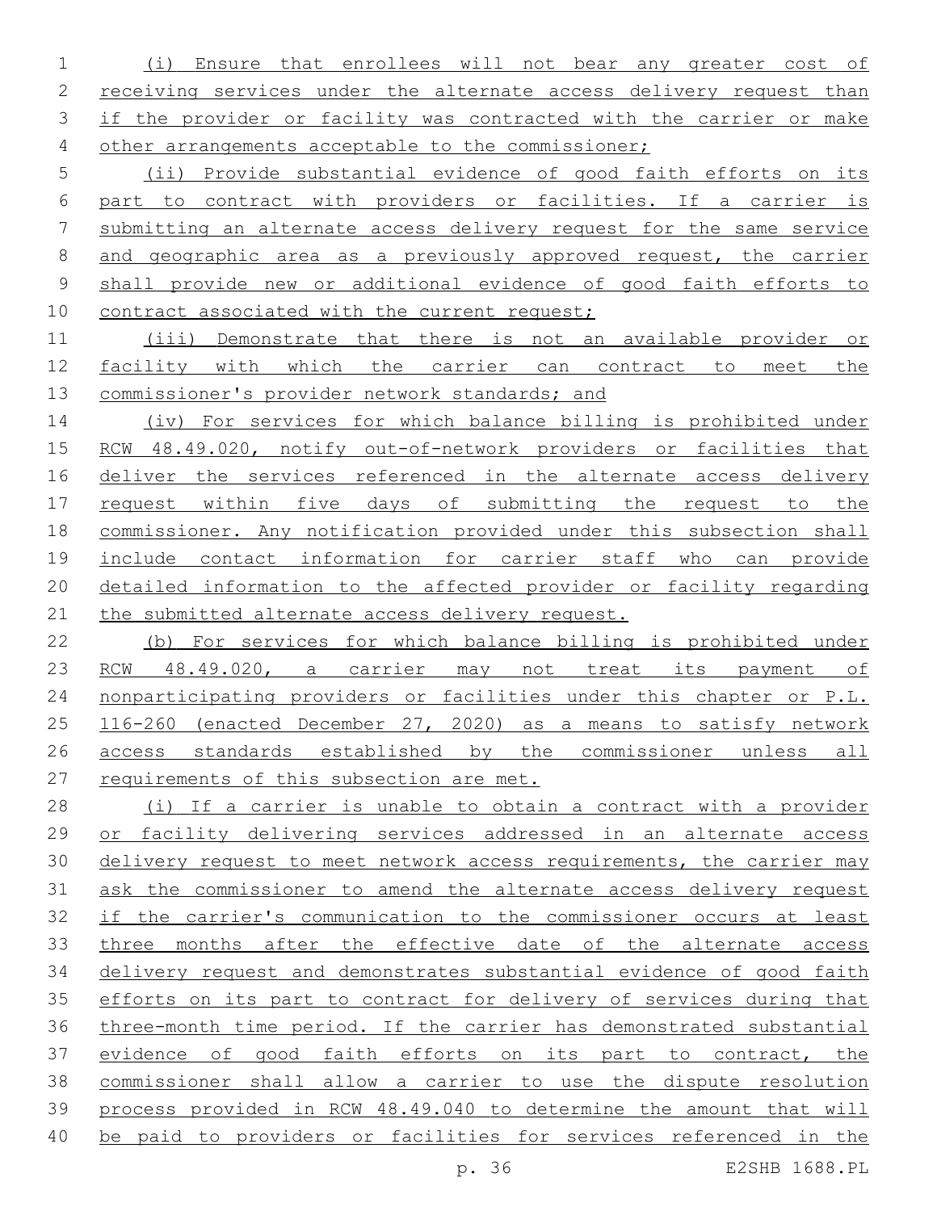(i) Ensure that enrollees will not bear any greater cost of receiving services under the alternate access delivery request than if the provider or facility was contracted with the carrier or make other arrangements acceptable to the commissioner;

(ii) Provide substantial evidence of good faith efforts on its part to contract with providers or facilities. If a carrier is submitting an alternate access delivery request for the same service and geographic area as a previously approved request, the carrier shall provide new or additional evidence of good faith efforts to contract associated with the current request;

(iii) Demonstrate that there is not an available provider or facility with which the carrier can contract to meet the commissioner's provider network standards; and

(iv) For services for which balance billing is prohibited under RCW 48.49.020, notify out-of-network providers or facilities that deliver the services referenced in the alternate access delivery request within five days of submitting the request to the commissioner. Any notification provided under this subsection shall include contact information for carrier staff who can provide detailed information to the affected provider or facility regarding the submitted alternate access delivery request.

(b) For services for which balance billing is prohibited under RCW 48.49.020, a carrier may not treat its payment of nonparticipating providers or facilities under this chapter or P.L. 116-260 (enacted December 27, 2020) as a means to satisfy network access standards established by the commissioner unless all requirements of this subsection are met.

(i) If a carrier is unable to obtain a contract with a provider or facility delivering services addressed in an alternate access delivery request to meet network access requirements, the carrier may ask the commissioner to amend the alternate access delivery request if the carrier's communication to the commissioner occurs at least three months after the effective date of the alternate access delivery request and demonstrates substantial evidence of good faith efforts on its part to contract for delivery of services during that three-month time period. If the carrier has demonstrated substantial evidence of good faith efforts on its part to contract, the commissioner shall allow a carrier to use the dispute resolution process provided in RCW 48.49.040 to determine the amount that will be paid to providers or facilities for services referenced in the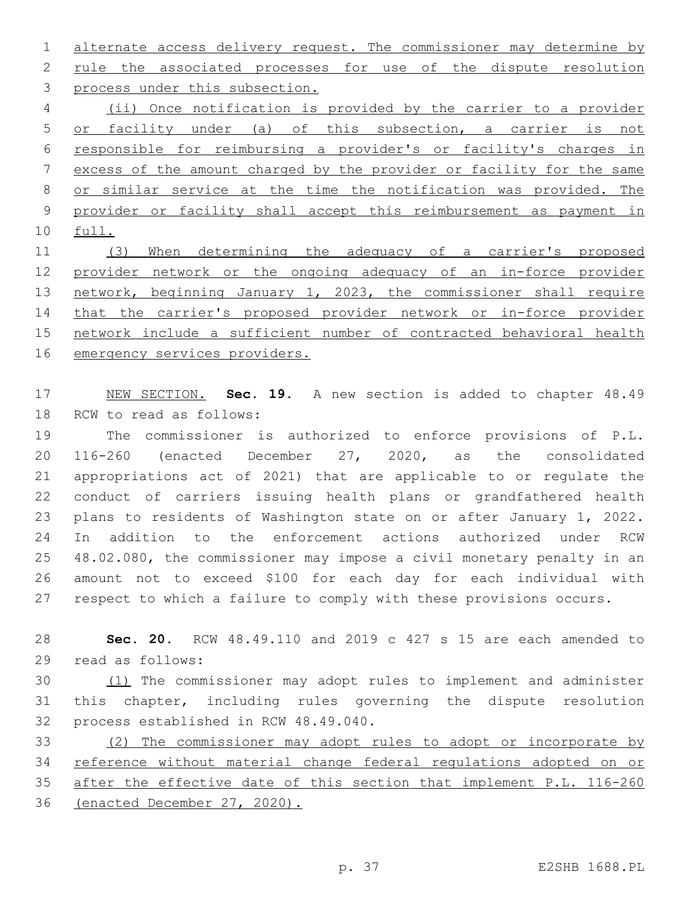alternate access delivery request. The commissioner may determine by rule the associated processes for use of the dispute resolution process under this subsection.

(ii) Once notification is provided by the carrier to a provider or facility under (a) of this subsection, a carrier is not responsible for reimbursing a provider's or facility's charges in excess of the amount charged by the provider or facility for the same or similar service at the time the notification was provided. The provider or facility shall accept this reimbursement as payment in full.

(3) When determining the adequacy of a carrier's proposed provider network or the ongoing adequacy of an in-force provider network, beginning January 1, 2023, the commissioner shall require that the carrier's proposed provider network or in-force provider network include a sufficient number of contracted behavioral health emergency services providers.

NEW SECTION. **Sec. 19.** A new section is added to chapter 48.49 RCW to read as follows:

The commissioner is authorized to enforce provisions of P.L. 116-260 (enacted December 27, 2020, as the consolidated appropriations act of 2021) that are applicable to or regulate the conduct of carriers issuing health plans or grandfathered health plans to residents of Washington state on or after January 1, 2022. In addition to the enforcement actions authorized under RCW 48.02.080, the commissioner may impose a civil monetary penalty in an amount not to exceed $100 for each day for each individual with respect to which a failure to comply with these provisions occurs.

**Sec. 20.** RCW 48.49.110 and 2019 c 427 s 15 are each amended to read as follows:

(1) The commissioner may adopt rules to implement and administer this chapter, including rules governing the dispute resolution process established in RCW 48.49.040.

(2) The commissioner may adopt rules to adopt or incorporate by reference without material change federal regulations adopted on or after the effective date of this section that implement P.L. 116-260 (enacted December 27, 2020).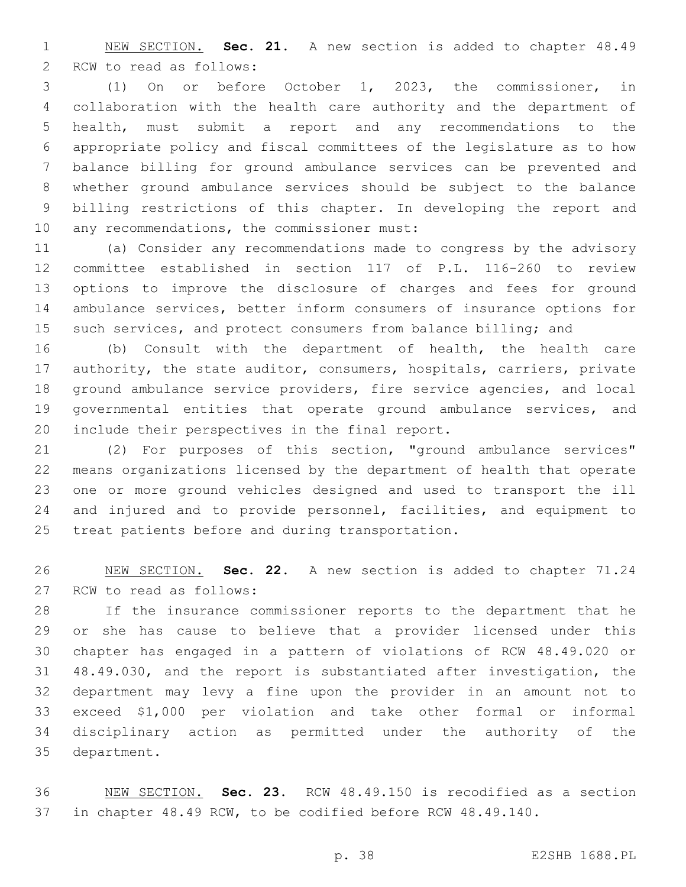NEW SECTION. **Sec. 21.** A new section is added to chapter 48.49 RCW to read as follows:

(1) On or before October 1, 2023, the commissioner, in collaboration with the health care authority and the department of health, must submit a report and any recommendations to the appropriate policy and fiscal committees of the legislature as to how balance billing for ground ambulance services can be prevented and whether ground ambulance services should be subject to the balance billing restrictions of this chapter. In developing the report and any recommendations, the commissioner must:

(a) Consider any recommendations made to congress by the advisory committee established in section 117 of P.L. 116-260 to review options to improve the disclosure of charges and fees for ground ambulance services, better inform consumers of insurance options for such services, and protect consumers from balance billing; and

(b) Consult with the department of health, the health care authority, the state auditor, consumers, hospitals, carriers, private ground ambulance service providers, fire service agencies, and local governmental entities that operate ground ambulance services, and include their perspectives in the final report.

(2) For purposes of this section, "ground ambulance services" means organizations licensed by the department of health that operate one or more ground vehicles designed and used to transport the ill and injured and to provide personnel, facilities, and equipment to treat patients before and during transportation.

NEW SECTION. **Sec. 22.** A new section is added to chapter 71.24 RCW to read as follows:

If the insurance commissioner reports to the department that he or she has cause to believe that a provider licensed under this chapter has engaged in a pattern of violations of RCW 48.49.020 or 48.49.030, and the report is substantiated after investigation, the department may levy a fine upon the provider in an amount not to exceed $1,000 per violation and take other formal or informal disciplinary action as permitted under the authority of the department.

NEW SECTION. **Sec. 23.** RCW 48.49.150 is recodified as a section in chapter 48.49 RCW, to be codified before RCW 48.49.140.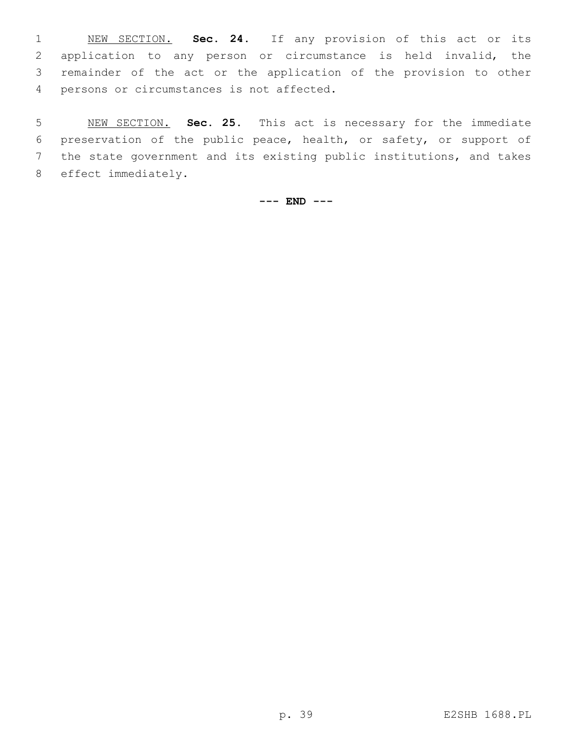NEW SECTION. **Sec. 24.** If any provision of this act or its application to any person or circumstance is held invalid, the remainder of the act or the application of the provision to other persons or circumstances is not affected.

NEW SECTION. **Sec. 25.** This act is necessary for the immediate preservation of the public peace, health, or safety, or support of the state government and its existing public institutions, and takes effect immediately.

**--- END ---**